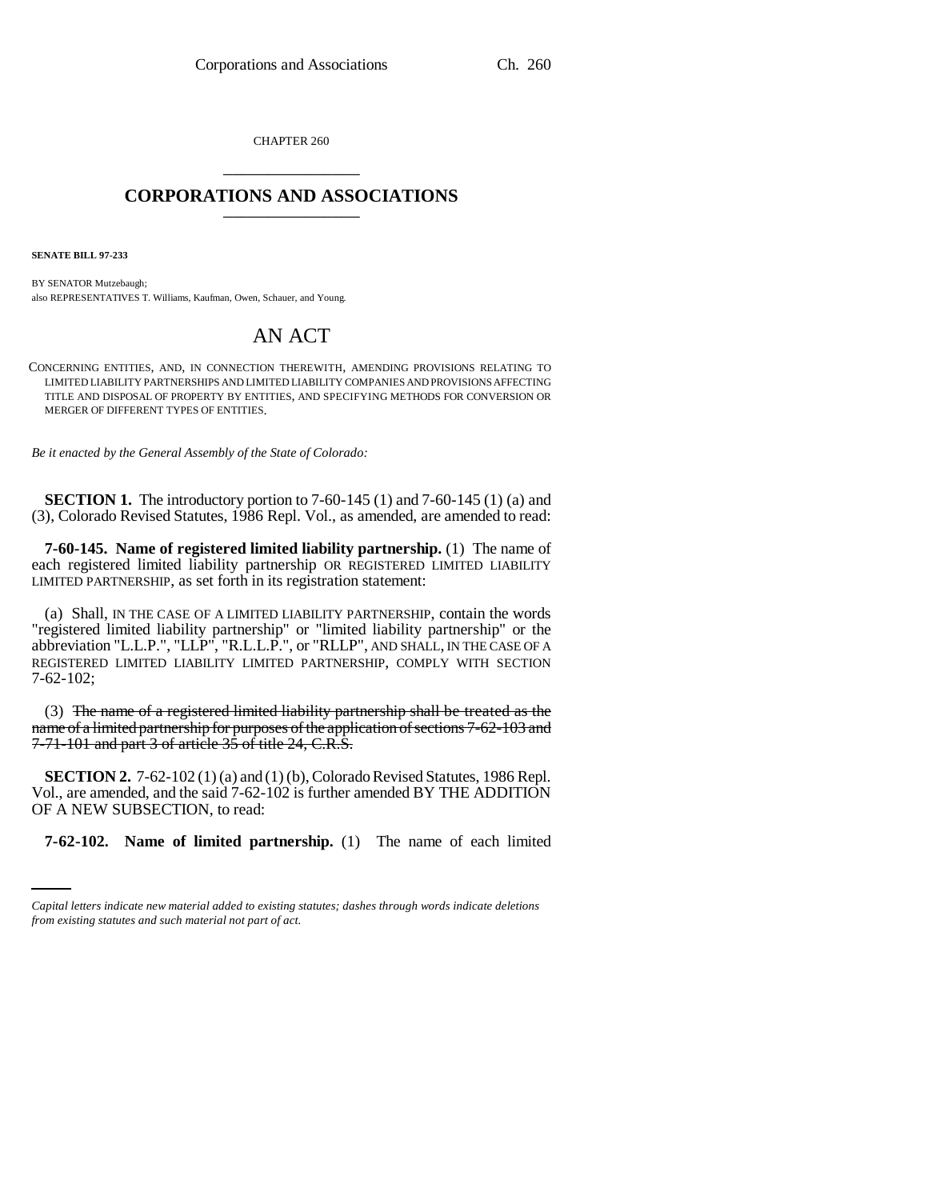CHAPTER 260

# CORPORATIONS AND ASSOCIATIONS

**SENATE BILL 97-233**

BY SENATOR Mutzebaugh;
also REPRESENTATIVES T. Williams, Kaufman, Owen, Schauer, and Young.

## AN ACT

CONCERNING ENTITIES, AND, IN CONNECTION THEREWITH, AMENDING PROVISIONS RELATING TO LIMITED LIABILITY PARTNERSHIPS AND LIMITED LIABILITY COMPANIES AND PROVISIONS AFFECTING TITLE AND DISPOSAL OF PROPERTY BY ENTITIES, AND SPECIFYING METHODS FOR CONVERSION OR MERGER OF DIFFERENT TYPES OF ENTITIES.

*Be it enacted by the General Assembly of the State of Colorado:*

**SECTION 1.** The introductory portion to 7-60-145 (1) and 7-60-145 (1) (a) and (3), Colorado Revised Statutes, 1986 Repl. Vol., as amended, are amended to read:

**7-60-145. Name of registered limited liability partnership.** (1) The name of each registered limited liability partnership OR REGISTERED LIMITED LIABILITY LIMITED PARTNERSHIP, as set forth in its registration statement:

(a) Shall, IN THE CASE OF A LIMITED LIABILITY PARTNERSHIP, contain the words "registered limited liability partnership" or "limited liability partnership" or the abbreviation "L.L.P.", "LLP", "R.L.L.P.", or "RLLP", AND SHALL, IN THE CASE OF A REGISTERED LIMITED LIABILITY LIMITED PARTNERSHIP, COMPLY WITH SECTION 7-62-102;

(3) ~~The name of a registered limited liability partnership shall be treated as the name of a limited partnership for purposes of the application of sections 7-62-103 and 7-71-101 and part 3 of article 35 of title 24, C.R.S.~~

**SECTION 2.** 7-62-102 (1) (a) and (1) (b), Colorado Revised Statutes, 1986 Repl. Vol., are amended, and the said 7-62-102 is further amended BY THE ADDITION OF A NEW SUBSECTION, to read:

**7-62-102. Name of limited partnership.** (1) The name of each limited

*Capital letters indicate new material added to existing statutes; dashes through words indicate deletions from existing statutes and such material not part of act.*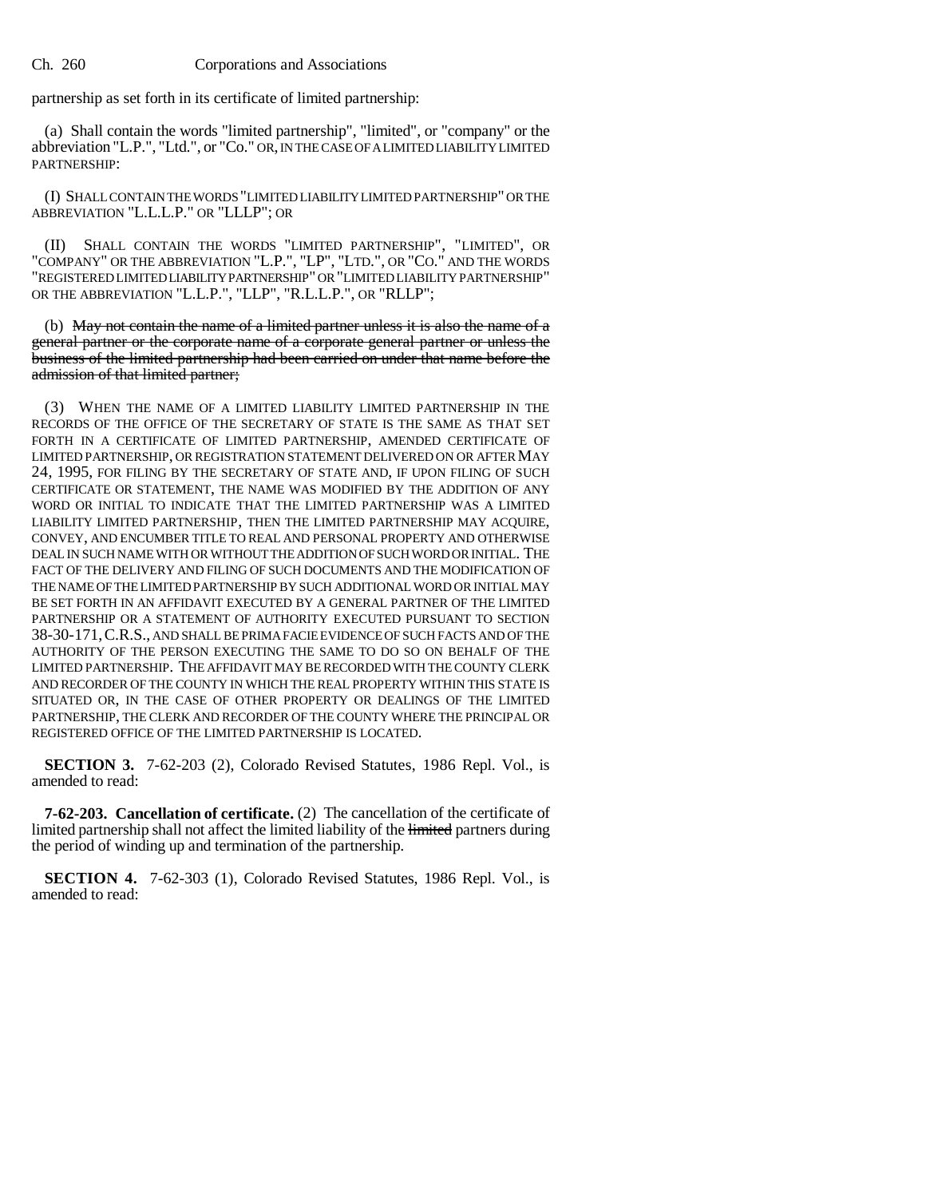partnership as set forth in its certificate of limited partnership:

(a) Shall contain the words "limited partnership", "limited", or "company" or the abbreviation "L.P.", "Ltd.", or "Co." OR, IN THE CASE OF A LIMITED LIABILITY LIMITED PARTNERSHIP:

(I) SHALL CONTAIN THE WORDS "LIMITED LIABILITY LIMITED PARTNERSHIP" OR THE ABBREVIATION "L.L.L.P." OR "LLLP"; OR

(II) SHALL CONTAIN THE WORDS "LIMITED PARTNERSHIP", "LIMITED", OR "COMPANY" OR THE ABBREVIATION "L.P.", "LP", "LTD.", OR "CO." AND THE WORDS "REGISTERED LIMITED LIABILITY PARTNERSHIP" OR "LIMITED LIABILITY PARTNERSHIP" OR THE ABBREVIATION "L.L.P.", "LLP", "R.L.L.P.", OR "RLLP";

(b) ~~May not contain the name of a limited partner unless it is also the name of a general partner or the corporate name of a corporate general partner or unless the business of the limited partnership had been carried on under that name before the admission of that limited partner;~~

(3) WHEN THE NAME OF A LIMITED LIABILITY LIMITED PARTNERSHIP IN THE RECORDS OF THE OFFICE OF THE SECRETARY OF STATE IS THE SAME AS THAT SET FORTH IN A CERTIFICATE OF LIMITED PARTNERSHIP, AMENDED CERTIFICATE OF LIMITED PARTNERSHIP, OR REGISTRATION STATEMENT DELIVERED ON OR AFTER MAY 24, 1995, FOR FILING BY THE SECRETARY OF STATE AND, IF UPON FILING OF SUCH CERTIFICATE OR STATEMENT, THE NAME WAS MODIFIED BY THE ADDITION OF ANY WORD OR INITIAL TO INDICATE THAT THE LIMITED PARTNERSHIP WAS A LIMITED LIABILITY LIMITED PARTNERSHIP, THEN THE LIMITED PARTNERSHIP MAY ACQUIRE, CONVEY, AND ENCUMBER TITLE TO REAL AND PERSONAL PROPERTY AND OTHERWISE DEAL IN SUCH NAME WITH OR WITHOUT THE ADDITION OF SUCH WORD OR INITIAL. THE FACT OF THE DELIVERY AND FILING OF SUCH DOCUMENTS AND THE MODIFICATION OF THE NAME OF THE LIMITED PARTNERSHIP BY SUCH ADDITIONAL WORD OR INITIAL MAY BE SET FORTH IN AN AFFIDAVIT EXECUTED BY A GENERAL PARTNER OF THE LIMITED PARTNERSHIP OR A STATEMENT OF AUTHORITY EXECUTED PURSUANT TO SECTION 38-30-171, C.R.S., AND SHALL BE PRIMA FACIE EVIDENCE OF SUCH FACTS AND OF THE AUTHORITY OF THE PERSON EXECUTING THE SAME TO DO SO ON BEHALF OF THE LIMITED PARTNERSHIP. THE AFFIDAVIT MAY BE RECORDED WITH THE COUNTY CLERK AND RECORDER OF THE COUNTY IN WHICH THE REAL PROPERTY WITHIN THIS STATE IS SITUATED OR, IN THE CASE OF OTHER PROPERTY OR DEALINGS OF THE LIMITED PARTNERSHIP, THE CLERK AND RECORDER OF THE COUNTY WHERE THE PRINCIPAL OR REGISTERED OFFICE OF THE LIMITED PARTNERSHIP IS LOCATED.

**SECTION 3.** 7-62-203 (2), Colorado Revised Statutes, 1986 Repl. Vol., is amended to read:

**7-62-203. Cancellation of certificate.** (2) The cancellation of the certificate of limited partnership shall not affect the limited liability of the ~~limited~~ partners during the period of winding up and termination of the partnership.

**SECTION 4.** 7-62-303 (1), Colorado Revised Statutes, 1986 Repl. Vol., is amended to read: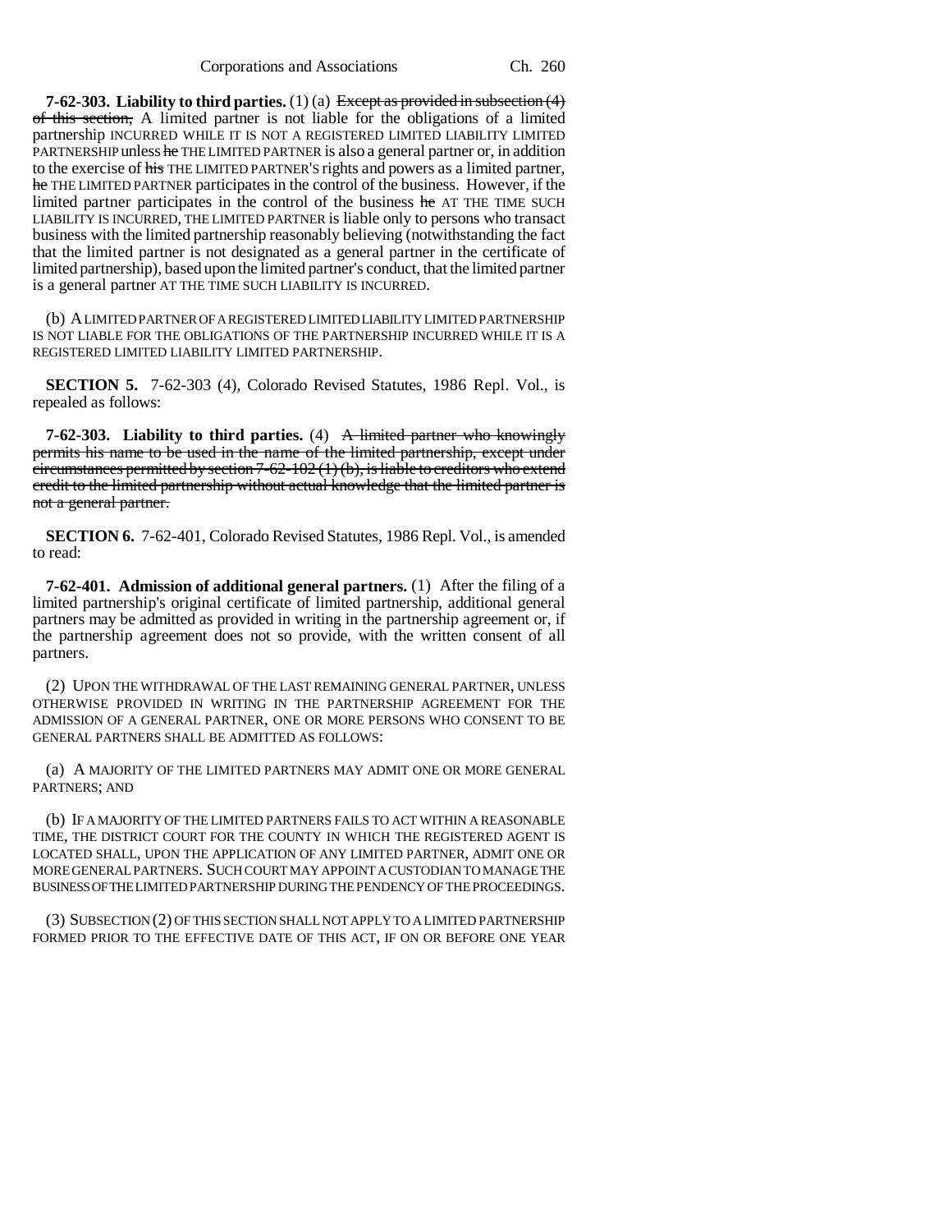**7-62-303. Liability to third parties.** (1) (a) ~~Except as provided in subsection (4) of this section,~~ A limited partner is not liable for the obligations of a limited partnership INCURRED WHILE IT IS NOT A REGISTERED LIMITED LIABILITY LIMITED PARTNERSHIP unless ~~he~~ THE LIMITED PARTNER is also a general partner or, in addition to the exercise of ~~his~~ THE LIMITED PARTNER'S rights and powers as a limited partner, ~~he~~ THE LIMITED PARTNER participates in the control of the business. However, if the limited partner participates in the control of the business ~~he~~ AT THE TIME SUCH LIABILITY IS INCURRED, THE LIMITED PARTNER is liable only to persons who transact business with the limited partnership reasonably believing (notwithstanding the fact that the limited partner is not designated as a general partner in the certificate of limited partnership), based upon the limited partner's conduct, that the limited partner is a general partner AT THE TIME SUCH LIABILITY IS INCURRED.

(b) A LIMITED PARTNER OF A REGISTERED LIMITED LIABILITY LIMITED PARTNERSHIP IS NOT LIABLE FOR THE OBLIGATIONS OF THE PARTNERSHIP INCURRED WHILE IT IS A REGISTERED LIMITED LIABILITY LIMITED PARTNERSHIP.

**SECTION 5.** 7-62-303 (4), Colorado Revised Statutes, 1986 Repl. Vol., is repealed as follows:

**7-62-303. Liability to third parties.** (4) ~~A limited partner who knowingly permits his name to be used in the name of the limited partnership, except under circumstances permitted by section 7-62-102 (1) (b), is liable to creditors who extend credit to the limited partnership without actual knowledge that the limited partner is not a general partner.~~

**SECTION 6.** 7-62-401, Colorado Revised Statutes, 1986 Repl. Vol., is amended to read:

**7-62-401. Admission of additional general partners.** (1) After the filing of a limited partnership's original certificate of limited partnership, additional general partners may be admitted as provided in writing in the partnership agreement or, if the partnership agreement does not so provide, with the written consent of all partners.

(2) UPON THE WITHDRAWAL OF THE LAST REMAINING GENERAL PARTNER, UNLESS OTHERWISE PROVIDED IN WRITING IN THE PARTNERSHIP AGREEMENT FOR THE ADMISSION OF A GENERAL PARTNER, ONE OR MORE PERSONS WHO CONSENT TO BE GENERAL PARTNERS SHALL BE ADMITTED AS FOLLOWS:

(a) A MAJORITY OF THE LIMITED PARTNERS MAY ADMIT ONE OR MORE GENERAL PARTNERS; AND

(b) IF A MAJORITY OF THE LIMITED PARTNERS FAILS TO ACT WITHIN A REASONABLE TIME, THE DISTRICT COURT FOR THE COUNTY IN WHICH THE REGISTERED AGENT IS LOCATED SHALL, UPON THE APPLICATION OF ANY LIMITED PARTNER, ADMIT ONE OR MORE GENERAL PARTNERS. SUCH COURT MAY APPOINT A CUSTODIAN TO MANAGE THE BUSINESS OF THE LIMITED PARTNERSHIP DURING THE PENDENCY OF THE PROCEEDINGS.

(3) SUBSECTION (2) OF THIS SECTION SHALL NOT APPLY TO A LIMITED PARTNERSHIP FORMED PRIOR TO THE EFFECTIVE DATE OF THIS ACT, IF ON OR BEFORE ONE YEAR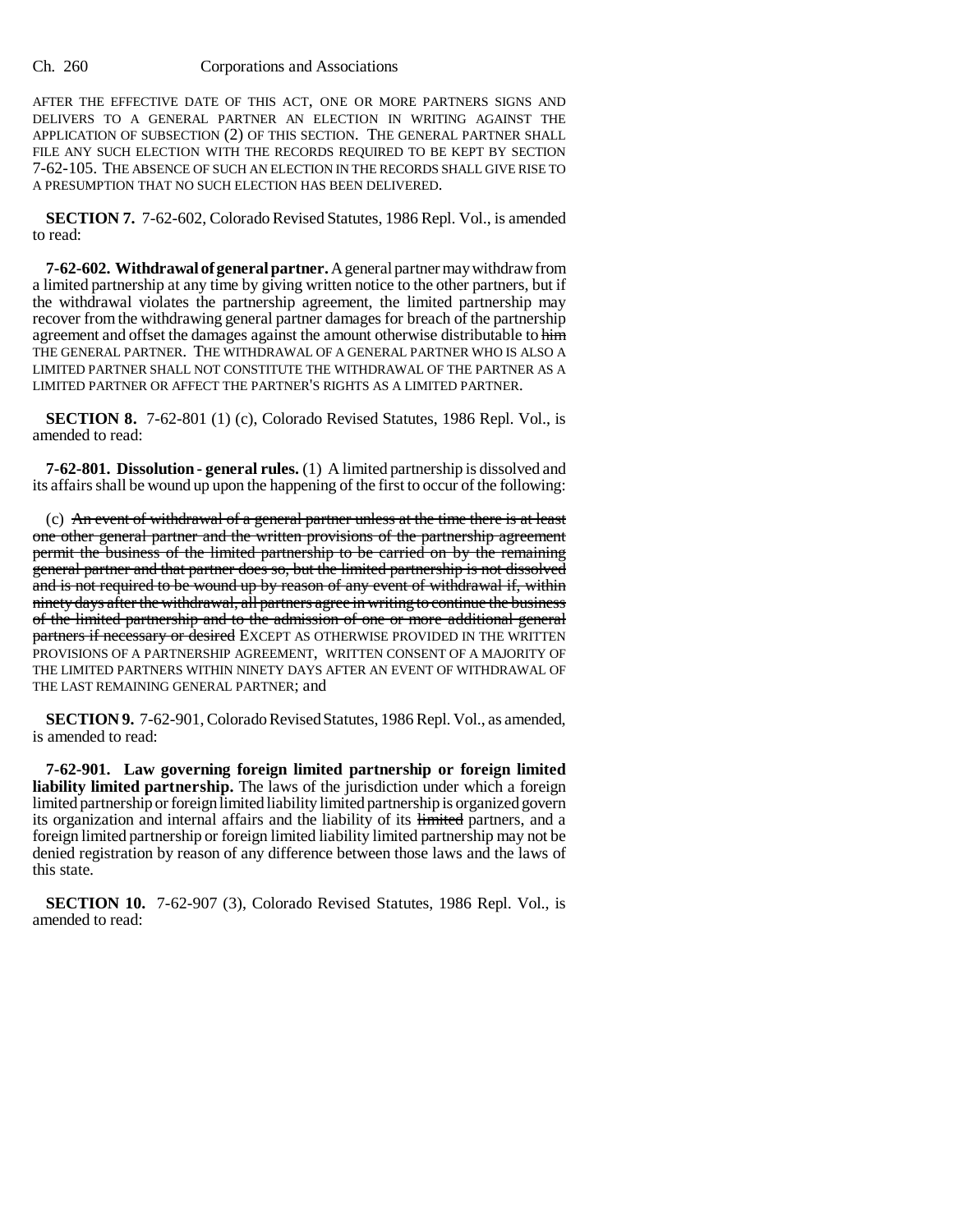AFTER THE EFFECTIVE DATE OF THIS ACT, ONE OR MORE PARTNERS SIGNS AND DELIVERS TO A GENERAL PARTNER AN ELECTION IN WRITING AGAINST THE APPLICATION OF SUBSECTION (2) OF THIS SECTION. THE GENERAL PARTNER SHALL FILE ANY SUCH ELECTION WITH THE RECORDS REQUIRED TO BE KEPT BY SECTION 7-62-105. THE ABSENCE OF SUCH AN ELECTION IN THE RECORDS SHALL GIVE RISE TO A PRESUMPTION THAT NO SUCH ELECTION HAS BEEN DELIVERED.

**SECTION 7.** 7-62-602, Colorado Revised Statutes, 1986 Repl. Vol., is amended to read:

**7-62-602. Withdrawal of general partner.** A general partner may withdraw from a limited partnership at any time by giving written notice to the other partners, but if the withdrawal violates the partnership agreement, the limited partnership may recover from the withdrawing general partner damages for breach of the partnership agreement and offset the damages against the amount otherwise distributable to ~~him~~ THE GENERAL PARTNER. THE WITHDRAWAL OF A GENERAL PARTNER WHO IS ALSO A LIMITED PARTNER SHALL NOT CONSTITUTE THE WITHDRAWAL OF THE PARTNER AS A LIMITED PARTNER OR AFFECT THE PARTNER'S RIGHTS AS A LIMITED PARTNER.

**SECTION 8.** 7-62-801 (1) (c), Colorado Revised Statutes, 1986 Repl. Vol., is amended to read:

**7-62-801. Dissolution - general rules.** (1) A limited partnership is dissolved and its affairs shall be wound up upon the happening of the first to occur of the following:

(c) ~~An event of withdrawal of a general partner unless at the time there is at least one other general partner and the written provisions of the partnership agreement permit the business of the limited partnership to be carried on by the remaining general partner and that partner does so, but the limited partnership is not dissolved and is not required to be wound up by reason of any event of withdrawal if, within ninety days after the withdrawal, all partners agree in writing to continue the business of the limited partnership and to the admission of one or more additional general partners if necessary or desired~~ EXCEPT AS OTHERWISE PROVIDED IN THE WRITTEN PROVISIONS OF A PARTNERSHIP AGREEMENT, WRITTEN CONSENT OF A MAJORITY OF THE LIMITED PARTNERS WITHIN NINETY DAYS AFTER AN EVENT OF WITHDRAWAL OF THE LAST REMAINING GENERAL PARTNER; and

**SECTION 9.** 7-62-901, Colorado Revised Statutes, 1986 Repl. Vol., as amended, is amended to read:

**7-62-901. Law governing foreign limited partnership or foreign limited liability limited partnership.** The laws of the jurisdiction under which a foreign limited partnership or foreign limited liability limited partnership is organized govern its organization and internal affairs and the liability of its ~~limited~~ partners, and a foreign limited partnership or foreign limited liability limited partnership may not be denied registration by reason of any difference between those laws and the laws of this state.

**SECTION 10.** 7-62-907 (3), Colorado Revised Statutes, 1986 Repl. Vol., is amended to read: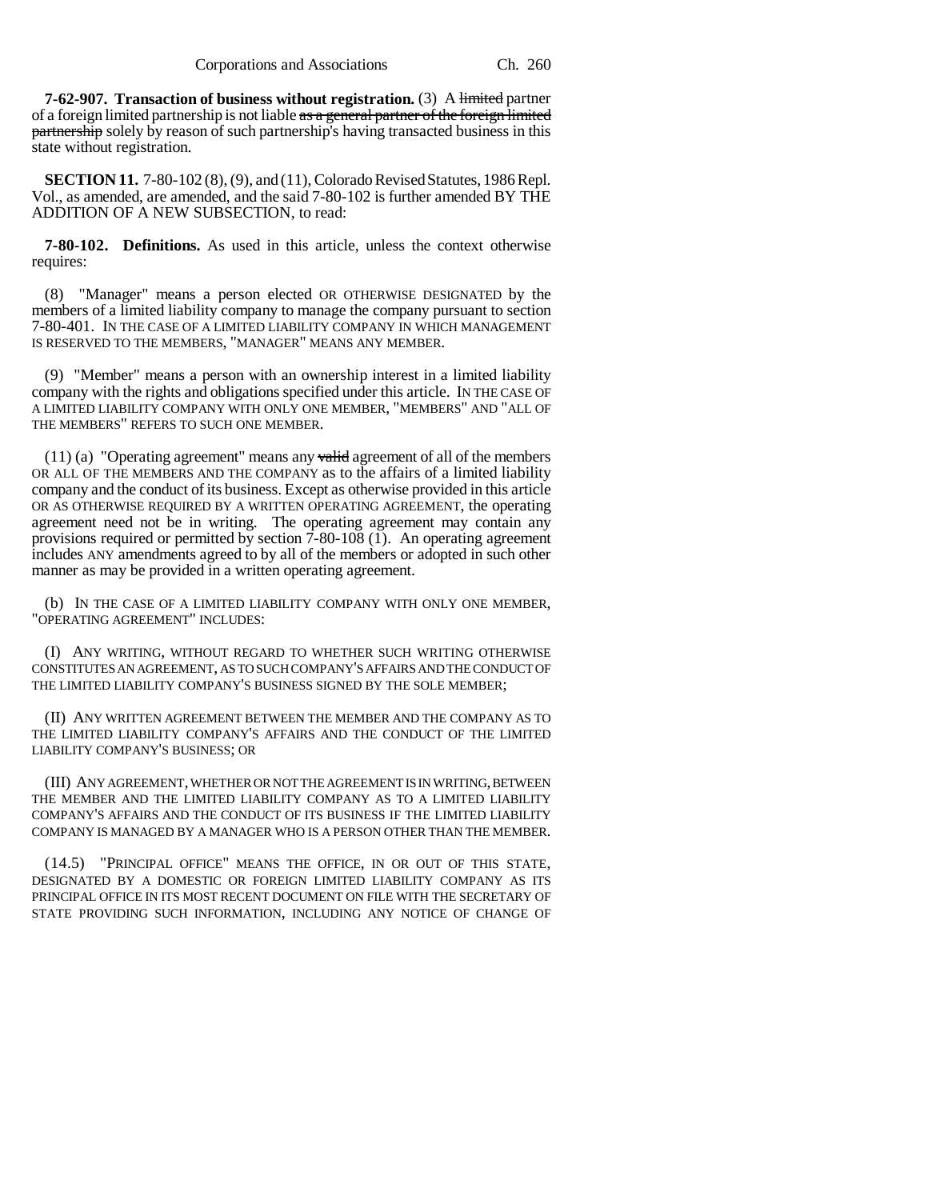**7-62-907. Transaction of business without registration.** (3) A ~~limited~~ partner of a foreign limited partnership is not liable ~~as a general partner of the foreign limited partnership~~ solely by reason of such partnership's having transacted business in this state without registration.

**SECTION 11.** 7-80-102 (8), (9), and (11), Colorado Revised Statutes, 1986 Repl. Vol., as amended, are amended, and the said 7-80-102 is further amended BY THE ADDITION OF A NEW SUBSECTION, to read:

**7-80-102. Definitions.** As used in this article, unless the context otherwise requires:

(8) "Manager" means a person elected OR OTHERWISE DESIGNATED by the members of a limited liability company to manage the company pursuant to section 7-80-401. IN THE CASE OF A LIMITED LIABILITY COMPANY IN WHICH MANAGEMENT IS RESERVED TO THE MEMBERS, "MANAGER" MEANS ANY MEMBER.

(9) "Member" means a person with an ownership interest in a limited liability company with the rights and obligations specified under this article. IN THE CASE OF A LIMITED LIABILITY COMPANY WITH ONLY ONE MEMBER, "MEMBERS" AND "ALL OF THE MEMBERS" REFERS TO SUCH ONE MEMBER.

(11) (a) "Operating agreement" means any ~~valid~~ agreement of all of the members OR ALL OF THE MEMBERS AND THE COMPANY as to the affairs of a limited liability company and the conduct of its business. Except as otherwise provided in this article OR AS OTHERWISE REQUIRED BY A WRITTEN OPERATING AGREEMENT, the operating agreement need not be in writing. The operating agreement may contain any provisions required or permitted by section 7-80-108 (1). An operating agreement includes ANY amendments agreed to by all of the members or adopted in such other manner as may be provided in a written operating agreement.

(b) IN THE CASE OF A LIMITED LIABILITY COMPANY WITH ONLY ONE MEMBER, "OPERATING AGREEMENT" INCLUDES:

(I) ANY WRITING, WITHOUT REGARD TO WHETHER SUCH WRITING OTHERWISE CONSTITUTES AN AGREEMENT, AS TO SUCH COMPANY'S AFFAIRS AND THE CONDUCT OF THE LIMITED LIABILITY COMPANY'S BUSINESS SIGNED BY THE SOLE MEMBER;

(II) ANY WRITTEN AGREEMENT BETWEEN THE MEMBER AND THE COMPANY AS TO THE LIMITED LIABILITY COMPANY'S AFFAIRS AND THE CONDUCT OF THE LIMITED LIABILITY COMPANY'S BUSINESS; OR

(III) ANY AGREEMENT, WHETHER OR NOT THE AGREEMENT IS IN WRITING, BETWEEN THE MEMBER AND THE LIMITED LIABILITY COMPANY AS TO A LIMITED LIABILITY COMPANY'S AFFAIRS AND THE CONDUCT OF ITS BUSINESS IF THE LIMITED LIABILITY COMPANY IS MANAGED BY A MANAGER WHO IS A PERSON OTHER THAN THE MEMBER.

(14.5) "PRINCIPAL OFFICE" MEANS THE OFFICE, IN OR OUT OF THIS STATE, DESIGNATED BY A DOMESTIC OR FOREIGN LIMITED LIABILITY COMPANY AS ITS PRINCIPAL OFFICE IN ITS MOST RECENT DOCUMENT ON FILE WITH THE SECRETARY OF STATE PROVIDING SUCH INFORMATION, INCLUDING ANY NOTICE OF CHANGE OF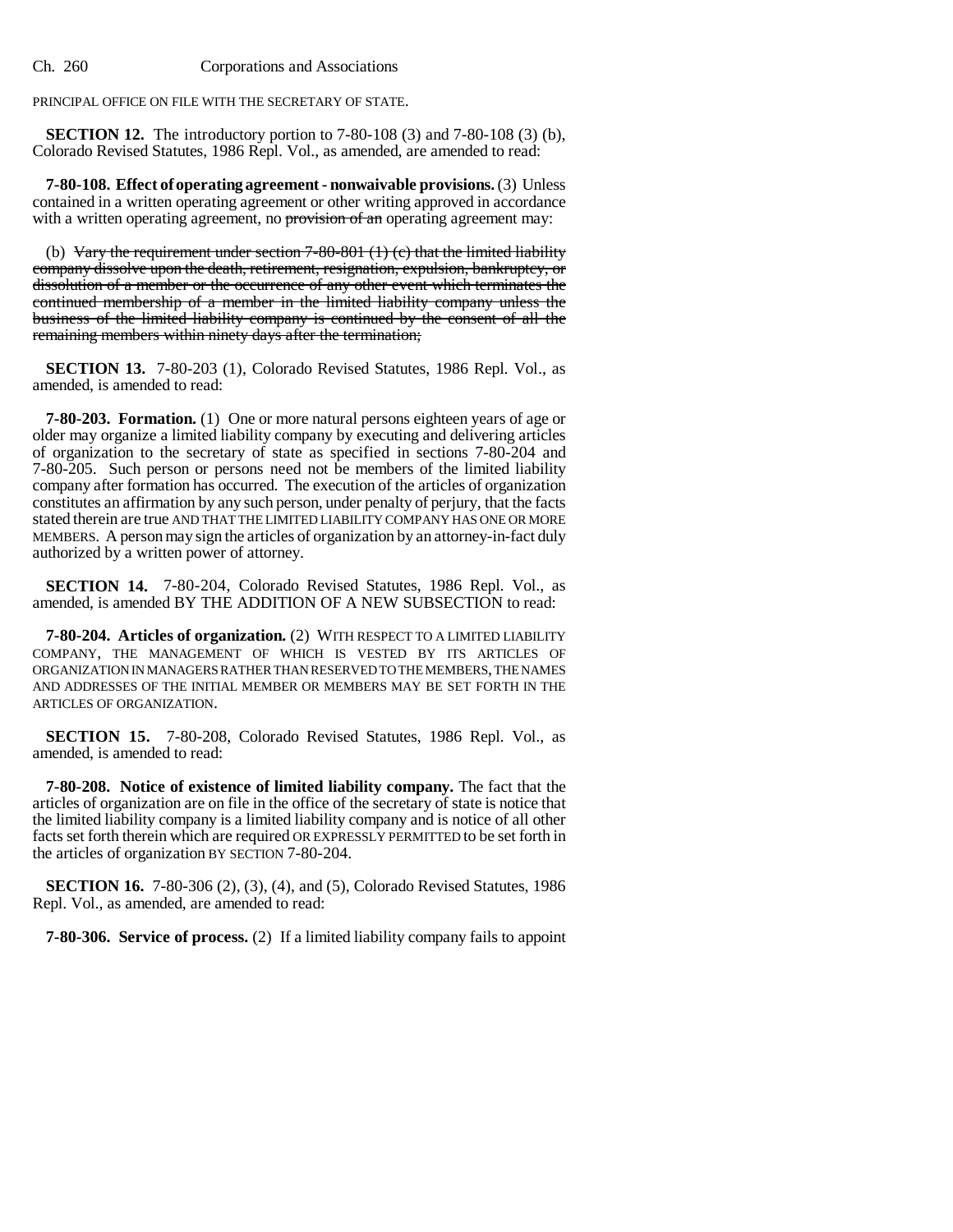PRINCIPAL OFFICE ON FILE WITH THE SECRETARY OF STATE.

**SECTION 12.** The introductory portion to 7-80-108 (3) and 7-80-108 (3) (b), Colorado Revised Statutes, 1986 Repl. Vol., as amended, are amended to read:

**7-80-108. Effect of operating agreement - nonwaivable provisions.** (3) Unless contained in a written operating agreement or other writing approved in accordance with a written operating agreement, no ~~provision of an~~ operating agreement may:

(b) ~~Vary the requirement under section 7-80-801 (1) (c) that the limited liability company dissolve upon the death, retirement, resignation, expulsion, bankruptcy, or dissolution of a member or the occurrence of any other event which terminates the continued membership of a member in the limited liability company unless the business of the limited liability company is continued by the consent of all the remaining members within ninety days after the termination;~~

**SECTION 13.** 7-80-203 (1), Colorado Revised Statutes, 1986 Repl. Vol., as amended, is amended to read:

**7-80-203. Formation.** (1) One or more natural persons eighteen years of age or older may organize a limited liability company by executing and delivering articles of organization to the secretary of state as specified in sections 7-80-204 and 7-80-205. Such person or persons need not be members of the limited liability company after formation has occurred. The execution of the articles of organization constitutes an affirmation by any such person, under penalty of perjury, that the facts stated therein are true AND THAT THE LIMITED LIABILITY COMPANY HAS ONE OR MORE MEMBERS. A person may sign the articles of organization by an attorney-in-fact duly authorized by a written power of attorney.

**SECTION 14.** 7-80-204, Colorado Revised Statutes, 1986 Repl. Vol., as amended, is amended BY THE ADDITION OF A NEW SUBSECTION to read:

**7-80-204. Articles of organization.** (2) WITH RESPECT TO A LIMITED LIABILITY COMPANY, THE MANAGEMENT OF WHICH IS VESTED BY ITS ARTICLES OF ORGANIZATION IN MANAGERS RATHER THAN RESERVED TO THE MEMBERS, THE NAMES AND ADDRESSES OF THE INITIAL MEMBER OR MEMBERS MAY BE SET FORTH IN THE ARTICLES OF ORGANIZATION.

**SECTION 15.** 7-80-208, Colorado Revised Statutes, 1986 Repl. Vol., as amended, is amended to read:

**7-80-208. Notice of existence of limited liability company.** The fact that the articles of organization are on file in the office of the secretary of state is notice that the limited liability company is a limited liability company and is notice of all other facts set forth therein which are required OR EXPRESSLY PERMITTED to be set forth in the articles of organization BY SECTION 7-80-204.

**SECTION 16.** 7-80-306 (2), (3), (4), and (5), Colorado Revised Statutes, 1986 Repl. Vol., as amended, are amended to read:

**7-80-306. Service of process.** (2) If a limited liability company fails to appoint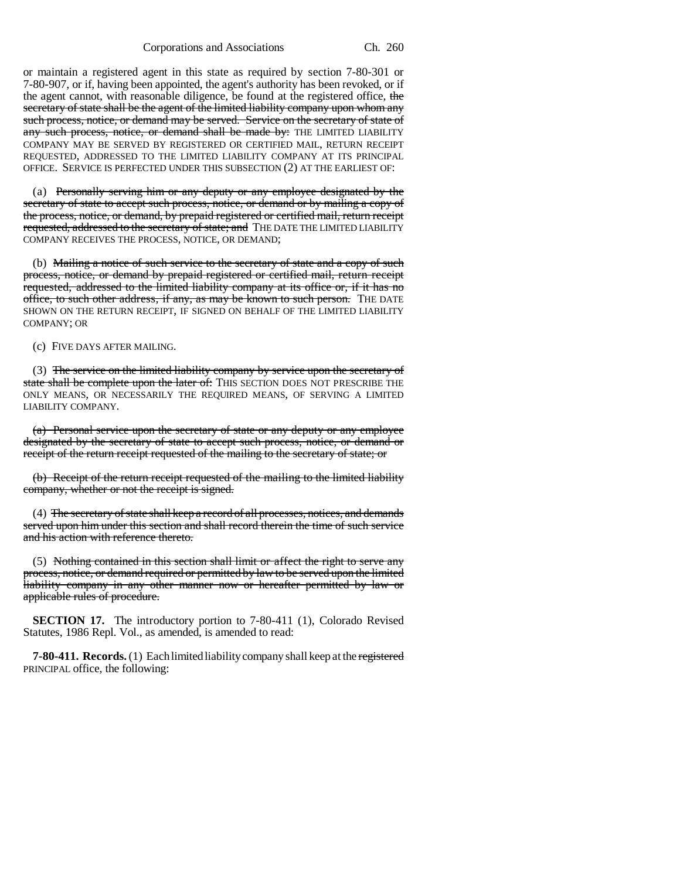or maintain a registered agent in this state as required by section 7-80-301 or 7-80-907, or if, having been appointed, the agent's authority has been revoked, or if the agent cannot, with reasonable diligence, be found at the registered office, ~~the secretary of state shall be the agent of the limited liability company upon whom any such process, notice, or demand may be served. Service on the secretary of state of any such process, notice, or demand shall be made by:~~ THE LIMITED LIABILITY COMPANY MAY BE SERVED BY REGISTERED OR CERTIFIED MAIL, RETURN RECEIPT REQUESTED, ADDRESSED TO THE LIMITED LIABILITY COMPANY AT ITS PRINCIPAL OFFICE. SERVICE IS PERFECTED UNDER THIS SUBSECTION (2) AT THE EARLIEST OF:

(a) ~~Personally serving him or any deputy or any employee designated by the secretary of state to accept such process, notice, or demand or by mailing a copy of the process, notice, or demand, by prepaid registered or certified mail, return receipt requested, addressed to the secretary of state; and~~ THE DATE THE LIMITED LIABILITY COMPANY RECEIVES THE PROCESS, NOTICE, OR DEMAND;

(b) ~~Mailing a notice of such service to the secretary of state and a copy of such process, notice, or demand by prepaid registered or certified mail, return receipt requested, addressed to the limited liability company at its office or, if it has no office, to such other address, if any, as may be known to such person.~~ THE DATE SHOWN ON THE RETURN RECEIPT, IF SIGNED ON BEHALF OF THE LIMITED LIABILITY COMPANY; OR

(c) FIVE DAYS AFTER MAILING.

(3) ~~The service on the limited liability company by service upon the secretary of state shall be complete upon the later of:~~ THIS SECTION DOES NOT PRESCRIBE THE ONLY MEANS, OR NECESSARILY THE REQUIRED MEANS, OF SERVING A LIMITED LIABILITY COMPANY.

~~(a) Personal service upon the secretary of state or any deputy or any employee designated by the secretary of state to accept such process, notice, or demand or receipt of the return receipt requested of the mailing to the secretary of state; or~~

~~(b) Receipt of the return receipt requested of the mailing to the limited liability company, whether or not the receipt is signed.~~

(4) ~~The secretary of state shall keep a record of all processes, notices, and demands served upon him under this section and shall record therein the time of such service and his action with reference thereto.~~

(5) ~~Nothing contained in this section shall limit or affect the right to serve any process, notice, or demand required or permitted by law to be served upon the limited liability company in any other manner now or hereafter permitted by law or applicable rules of procedure.~~

**SECTION 17.** The introductory portion to 7-80-411 (1), Colorado Revised Statutes, 1986 Repl. Vol., as amended, is amended to read:

**7-80-411. Records.** (1) Each limited liability company shall keep at the ~~registered~~ PRINCIPAL office, the following: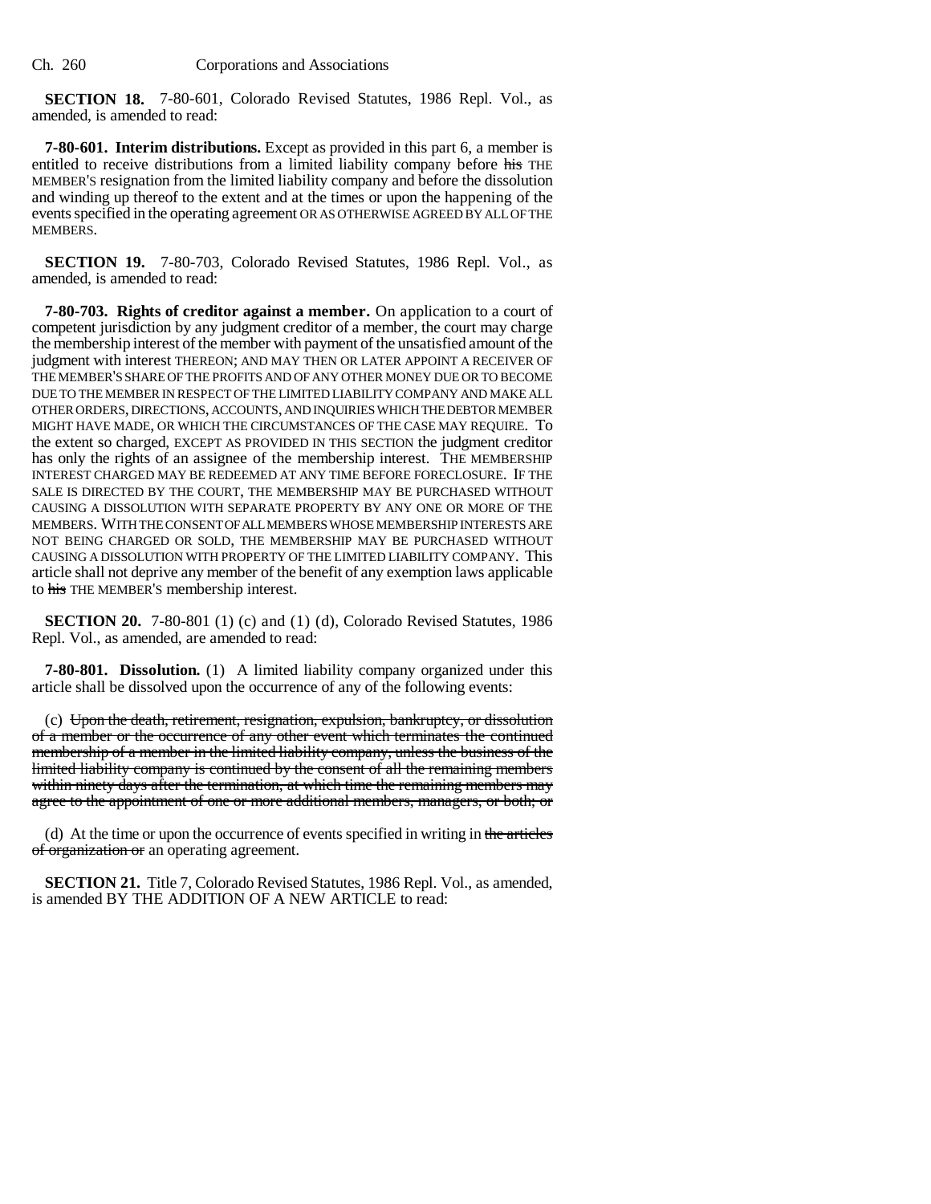**SECTION 18.** 7-80-601, Colorado Revised Statutes, 1986 Repl. Vol., as amended, is amended to read:

**7-80-601. Interim distributions.** Except as provided in this part 6, a member is entitled to receive distributions from a limited liability company before ~~his~~ THE MEMBER'S resignation from the limited liability company and before the dissolution and winding up thereof to the extent and at the times or upon the happening of the events specified in the operating agreement OR AS OTHERWISE AGREED BY ALL OF THE MEMBERS.

**SECTION 19.** 7-80-703, Colorado Revised Statutes, 1986 Repl. Vol., as amended, is amended to read:

**7-80-703. Rights of creditor against a member.** On application to a court of competent jurisdiction by any judgment creditor of a member, the court may charge the membership interest of the member with payment of the unsatisfied amount of the judgment with interest THEREON; AND MAY THEN OR LATER APPOINT A RECEIVER OF THE MEMBER'S SHARE OF THE PROFITS AND OF ANY OTHER MONEY DUE OR TO BECOME DUE TO THE MEMBER IN RESPECT OF THE LIMITED LIABILITY COMPANY AND MAKE ALL OTHER ORDERS, DIRECTIONS, ACCOUNTS, AND INQUIRIES WHICH THE DEBTOR MEMBER MIGHT HAVE MADE, OR WHICH THE CIRCUMSTANCES OF THE CASE MAY REQUIRE. To the extent so charged, EXCEPT AS PROVIDED IN THIS SECTION the judgment creditor has only the rights of an assignee of the membership interest. THE MEMBERSHIP INTEREST CHARGED MAY BE REDEEMED AT ANY TIME BEFORE FORECLOSURE. IF THE SALE IS DIRECTED BY THE COURT, THE MEMBERSHIP MAY BE PURCHASED WITHOUT CAUSING A DISSOLUTION WITH SEPARATE PROPERTY BY ANY ONE OR MORE OF THE MEMBERS. WITH THE CONSENT OF ALL MEMBERS WHOSE MEMBERSHIP INTERESTS ARE NOT BEING CHARGED OR SOLD, THE MEMBERSHIP MAY BE PURCHASED WITHOUT CAUSING A DISSOLUTION WITH PROPERTY OF THE LIMITED LIABILITY COMPANY. This article shall not deprive any member of the benefit of any exemption laws applicable to ~~his~~ THE MEMBER'S membership interest.

**SECTION 20.** 7-80-801 (1) (c) and (1) (d), Colorado Revised Statutes, 1986 Repl. Vol., as amended, are amended to read:

**7-80-801. Dissolution.** (1) A limited liability company organized under this article shall be dissolved upon the occurrence of any of the following events:

(c) ~~Upon the death, retirement, resignation, expulsion, bankruptcy, or dissolution of a member or the occurrence of any other event which terminates the continued membership of a member in the limited liability company, unless the business of the limited liability company is continued by the consent of all the remaining members within ninety days after the termination, at which time the remaining members may agree to the appointment of one or more additional members, managers, or both; or~~

(d) At the time or upon the occurrence of events specified in writing in ~~the articles of organization or~~ an operating agreement.

**SECTION 21.** Title 7, Colorado Revised Statutes, 1986 Repl. Vol., as amended, is amended BY THE ADDITION OF A NEW ARTICLE to read: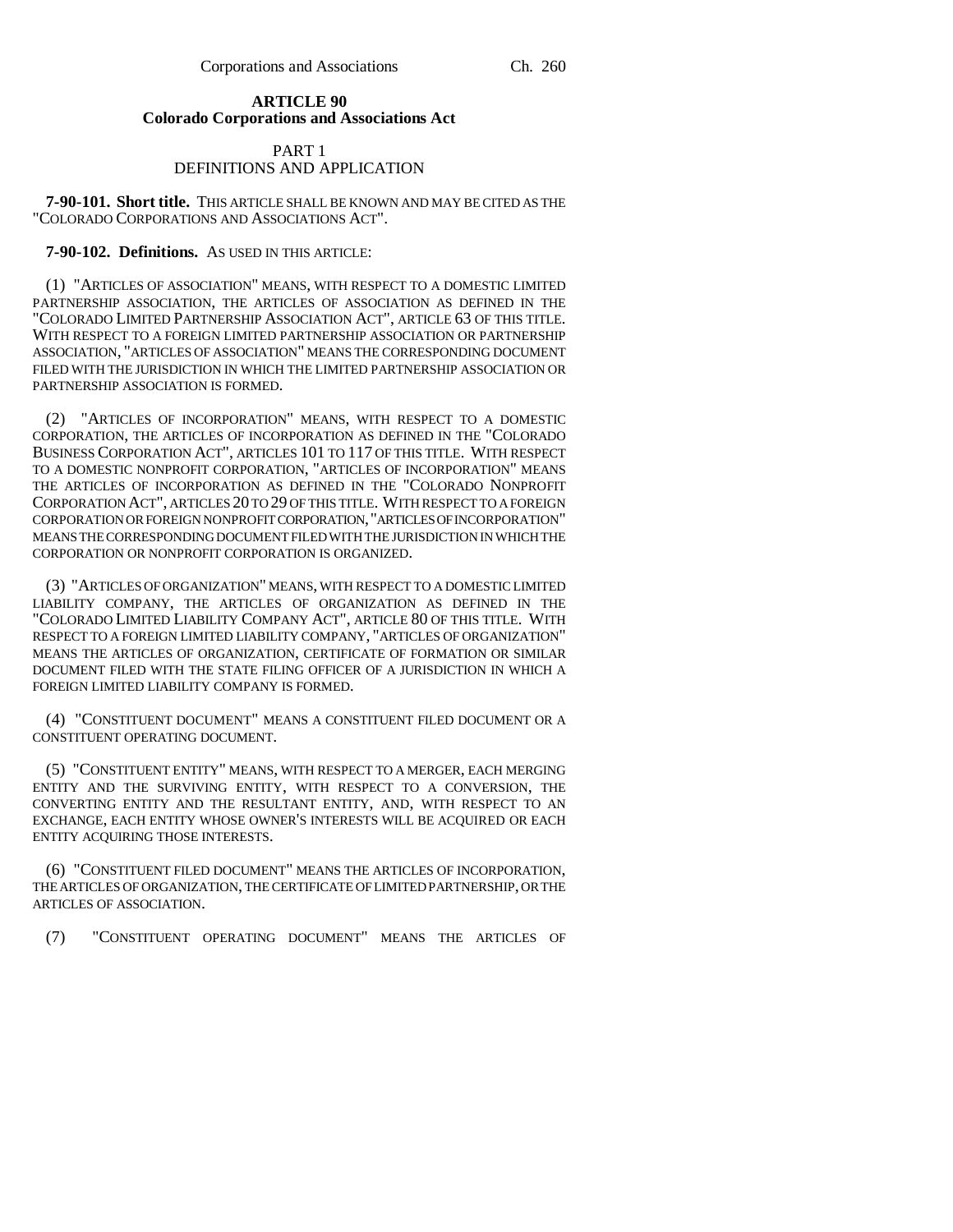**ARTICLE 90**
**Colorado Corporations and Associations Act**

PART 1
DEFINITIONS AND APPLICATION

**7-90-101. Short title.** THIS ARTICLE SHALL BE KNOWN AND MAY BE CITED AS THE "COLORADO CORPORATIONS AND ASSOCIATIONS ACT".

**7-90-102. Definitions.** AS USED IN THIS ARTICLE:

(1) "ARTICLES OF ASSOCIATION" MEANS, WITH RESPECT TO A DOMESTIC LIMITED PARTNERSHIP ASSOCIATION, THE ARTICLES OF ASSOCIATION AS DEFINED IN THE "COLORADO LIMITED PARTNERSHIP ASSOCIATION ACT", ARTICLE 63 OF THIS TITLE. WITH RESPECT TO A FOREIGN LIMITED PARTNERSHIP ASSOCIATION OR PARTNERSHIP ASSOCIATION, "ARTICLES OF ASSOCIATION" MEANS THE CORRESPONDING DOCUMENT FILED WITH THE JURISDICTION IN WHICH THE LIMITED PARTNERSHIP ASSOCIATION OR PARTNERSHIP ASSOCIATION IS FORMED.

(2) "ARTICLES OF INCORPORATION" MEANS, WITH RESPECT TO A DOMESTIC CORPORATION, THE ARTICLES OF INCORPORATION AS DEFINED IN THE "COLORADO BUSINESS CORPORATION ACT", ARTICLES 101 TO 117 OF THIS TITLE. WITH RESPECT TO A DOMESTIC NONPROFIT CORPORATION, "ARTICLES OF INCORPORATION" MEANS THE ARTICLES OF INCORPORATION AS DEFINED IN THE "COLORADO NONPROFIT CORPORATION ACT", ARTICLES 20 TO 29 OF THIS TITLE. WITH RESPECT TO A FOREIGN CORPORATION OR FOREIGN NONPROFIT CORPORATION, "ARTICLES OF INCORPORATION" MEANS THE CORRESPONDING DOCUMENT FILED WITH THE JURISDICTION IN WHICH THE CORPORATION OR NONPROFIT CORPORATION IS ORGANIZED.

(3) "ARTICLES OF ORGANIZATION" MEANS, WITH RESPECT TO A DOMESTIC LIMITED LIABILITY COMPANY, THE ARTICLES OF ORGANIZATION AS DEFINED IN THE "COLORADO LIMITED LIABILITY COMPANY ACT", ARTICLE 80 OF THIS TITLE. WITH RESPECT TO A FOREIGN LIMITED LIABILITY COMPANY, "ARTICLES OF ORGANIZATION" MEANS THE ARTICLES OF ORGANIZATION, CERTIFICATE OF FORMATION OR SIMILAR DOCUMENT FILED WITH THE STATE FILING OFFICER OF A JURISDICTION IN WHICH A FOREIGN LIMITED LIABILITY COMPANY IS FORMED.

(4) "CONSTITUENT DOCUMENT" MEANS A CONSTITUENT FILED DOCUMENT OR A CONSTITUENT OPERATING DOCUMENT.

(5) "CONSTITUENT ENTITY" MEANS, WITH RESPECT TO A MERGER, EACH MERGING ENTITY AND THE SURVIVING ENTITY, WITH RESPECT TO A CONVERSION, THE CONVERTING ENTITY AND THE RESULTANT ENTITY, AND, WITH RESPECT TO AN EXCHANGE, EACH ENTITY WHOSE OWNER'S INTERESTS WILL BE ACQUIRED OR EACH ENTITY ACQUIRING THOSE INTERESTS.

(6) "CONSTITUENT FILED DOCUMENT" MEANS THE ARTICLES OF INCORPORATION, THE ARTICLES OF ORGANIZATION, THE CERTIFICATE OF LIMITED PARTNERSHIP, OR THE ARTICLES OF ASSOCIATION.

(7) "CONSTITUENT OPERATING DOCUMENT" MEANS THE ARTICLES OF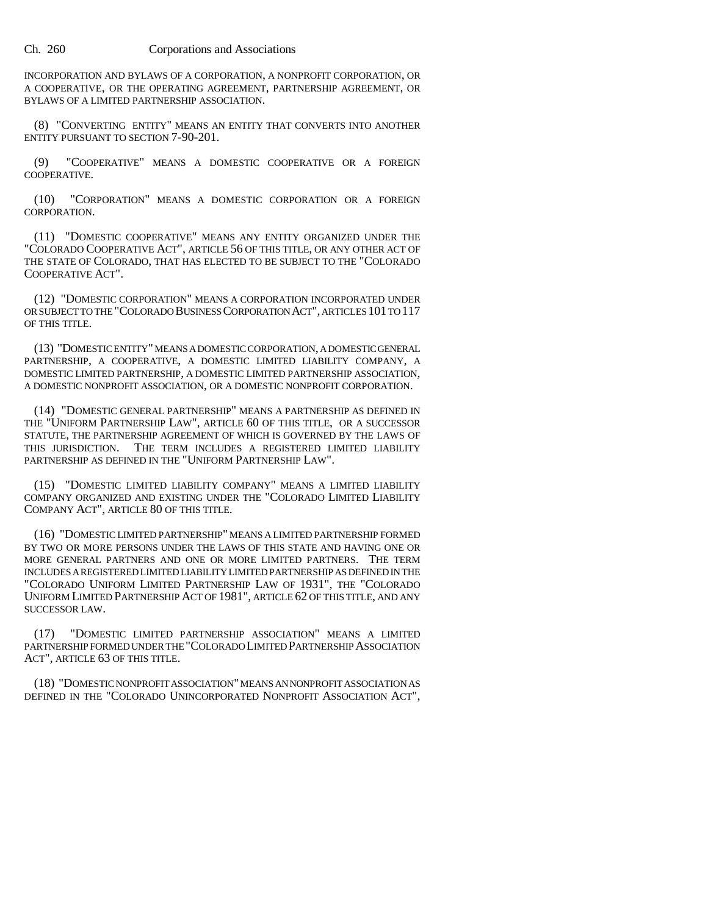INCORPORATION AND BYLAWS OF A CORPORATION, A NONPROFIT CORPORATION, OR A COOPERATIVE, OR THE OPERATING AGREEMENT, PARTNERSHIP AGREEMENT, OR BYLAWS OF A LIMITED PARTNERSHIP ASSOCIATION.

(8) "CONVERTING ENTITY" MEANS AN ENTITY THAT CONVERTS INTO ANOTHER ENTITY PURSUANT TO SECTION 7-90-201.

(9) "COOPERATIVE" MEANS A DOMESTIC COOPERATIVE OR A FOREIGN COOPERATIVE.

(10) "CORPORATION" MEANS A DOMESTIC CORPORATION OR A FOREIGN CORPORATION.

(11) "DOMESTIC COOPERATIVE" MEANS ANY ENTITY ORGANIZED UNDER THE "COLORADO COOPERATIVE ACT", ARTICLE 56 OF THIS TITLE, OR ANY OTHER ACT OF THE STATE OF COLORADO, THAT HAS ELECTED TO BE SUBJECT TO THE "COLORADO COOPERATIVE ACT".

(12) "DOMESTIC CORPORATION" MEANS A CORPORATION INCORPORATED UNDER OR SUBJECT TO THE "COLORADO BUSINESS CORPORATION ACT", ARTICLES 101 TO 117 OF THIS TITLE.

(13) "DOMESTIC ENTITY" MEANS A DOMESTIC CORPORATION, A DOMESTIC GENERAL PARTNERSHIP, A COOPERATIVE, A DOMESTIC LIMITED LIABILITY COMPANY, A DOMESTIC LIMITED PARTNERSHIP, A DOMESTIC LIMITED PARTNERSHIP ASSOCIATION, A DOMESTIC NONPROFIT ASSOCIATION, OR A DOMESTIC NONPROFIT CORPORATION.

(14) "DOMESTIC GENERAL PARTNERSHIP" MEANS A PARTNERSHIP AS DEFINED IN THE "UNIFORM PARTNERSHIP LAW", ARTICLE 60 OF THIS TITLE, OR A SUCCESSOR STATUTE, THE PARTNERSHIP AGREEMENT OF WHICH IS GOVERNED BY THE LAWS OF THIS JURISDICTION. THE TERM INCLUDES A REGISTERED LIMITED LIABILITY PARTNERSHIP AS DEFINED IN THE "UNIFORM PARTNERSHIP LAW".

(15) "DOMESTIC LIMITED LIABILITY COMPANY" MEANS A LIMITED LIABILITY COMPANY ORGANIZED AND EXISTING UNDER THE "COLORADO LIMITED LIABILITY COMPANY ACT", ARTICLE 80 OF THIS TITLE.

(16) "DOMESTIC LIMITED PARTNERSHIP" MEANS A LIMITED PARTNERSHIP FORMED BY TWO OR MORE PERSONS UNDER THE LAWS OF THIS STATE AND HAVING ONE OR MORE GENERAL PARTNERS AND ONE OR MORE LIMITED PARTNERS. THE TERM INCLUDES A REGISTERED LIMITED LIABILITY LIMITED PARTNERSHIP AS DEFINED IN THE "COLORADO UNIFORM LIMITED PARTNERSHIP LAW OF 1931", THE "COLORADO UNIFORM LIMITED PARTNERSHIP ACT OF 1981", ARTICLE 62 OF THIS TITLE, AND ANY SUCCESSOR LAW.

(17) "DOMESTIC LIMITED PARTNERSHIP ASSOCIATION" MEANS A LIMITED PARTNERSHIP FORMED UNDER THE "COLORADO LIMITED PARTNERSHIP ASSOCIATION ACT", ARTICLE 63 OF THIS TITLE.

(18) "DOMESTIC NONPROFIT ASSOCIATION" MEANS AN NONPROFIT ASSOCIATION AS DEFINED IN THE "COLORADO UNINCORPORATED NONPROFIT ASSOCIATION ACT",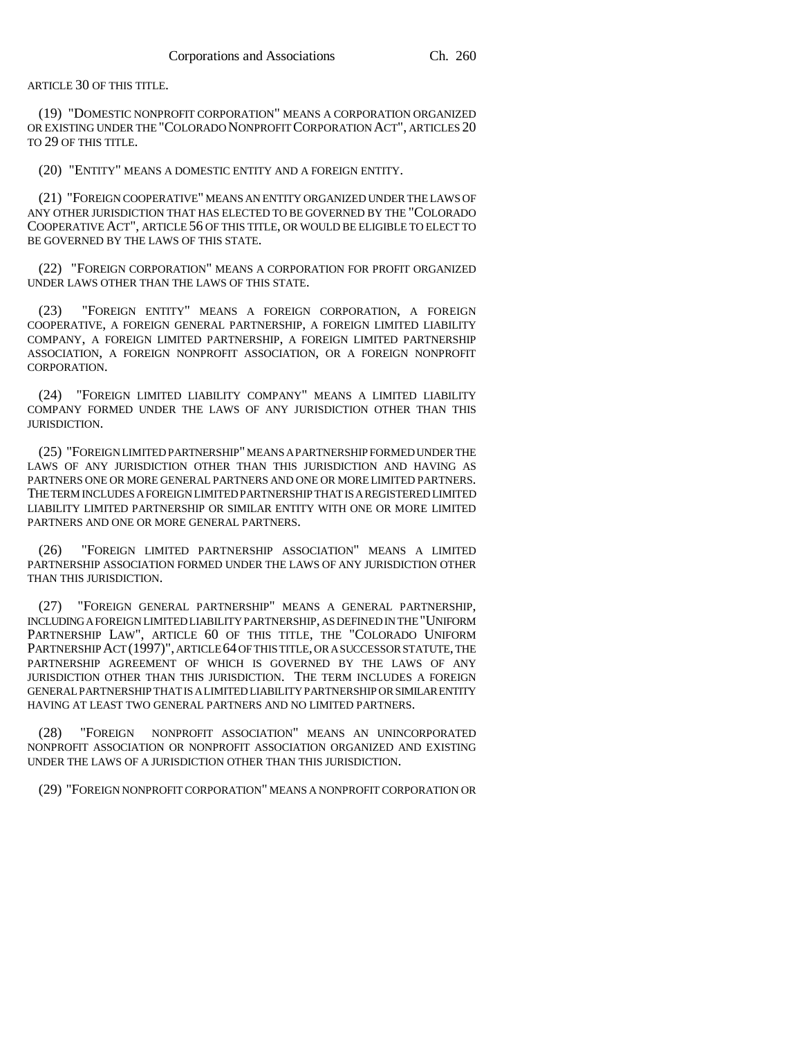ARTICLE 30 OF THIS TITLE.

(19) "DOMESTIC NONPROFIT CORPORATION" MEANS A CORPORATION ORGANIZED OR EXISTING UNDER THE "COLORADO NONPROFIT CORPORATION ACT", ARTICLES 20 TO 29 OF THIS TITLE.

(20) "ENTITY" MEANS A DOMESTIC ENTITY AND A FOREIGN ENTITY.

(21) "FOREIGN COOPERATIVE" MEANS AN ENTITY ORGANIZED UNDER THE LAWS OF ANY OTHER JURISDICTION THAT HAS ELECTED TO BE GOVERNED BY THE "COLORADO COOPERATIVE ACT", ARTICLE 56 OF THIS TITLE, OR WOULD BE ELIGIBLE TO ELECT TO BE GOVERNED BY THE LAWS OF THIS STATE.

(22) "FOREIGN CORPORATION" MEANS A CORPORATION FOR PROFIT ORGANIZED UNDER LAWS OTHER THAN THE LAWS OF THIS STATE.

(23) "FOREIGN ENTITY" MEANS A FOREIGN CORPORATION, A FOREIGN COOPERATIVE, A FOREIGN GENERAL PARTNERSHIP, A FOREIGN LIMITED LIABILITY COMPANY, A FOREIGN LIMITED PARTNERSHIP, A FOREIGN LIMITED PARTNERSHIP ASSOCIATION, A FOREIGN NONPROFIT ASSOCIATION, OR A FOREIGN NONPROFIT CORPORATION.

(24) "FOREIGN LIMITED LIABILITY COMPANY" MEANS A LIMITED LIABILITY COMPANY FORMED UNDER THE LAWS OF ANY JURISDICTION OTHER THAN THIS JURISDICTION.

(25) "FOREIGN LIMITED PARTNERSHIP" MEANS A PARTNERSHIP FORMED UNDER THE LAWS OF ANY JURISDICTION OTHER THAN THIS JURISDICTION AND HAVING AS PARTNERS ONE OR MORE GENERAL PARTNERS AND ONE OR MORE LIMITED PARTNERS. THE TERM INCLUDES A FOREIGN LIMITED PARTNERSHIP THAT IS A REGISTERED LIMITED LIABILITY LIMITED PARTNERSHIP OR SIMILAR ENTITY WITH ONE OR MORE LIMITED PARTNERS AND ONE OR MORE GENERAL PARTNERS.

(26) "FOREIGN LIMITED PARTNERSHIP ASSOCIATION" MEANS A LIMITED PARTNERSHIP ASSOCIATION FORMED UNDER THE LAWS OF ANY JURISDICTION OTHER THAN THIS JURISDICTION.

(27) "FOREIGN GENERAL PARTNERSHIP" MEANS A GENERAL PARTNERSHIP, INCLUDING A FOREIGN LIMITED LIABILITY PARTNERSHIP, AS DEFINED IN THE "UNIFORM PARTNERSHIP LAW", ARTICLE 60 OF THIS TITLE, THE "COLORADO UNIFORM PARTNERSHIP ACT (1997)", ARTICLE 64 OF THIS TITLE, OR A SUCCESSOR STATUTE, THE PARTNERSHIP AGREEMENT OF WHICH IS GOVERNED BY THE LAWS OF ANY JURISDICTION OTHER THAN THIS JURISDICTION. THE TERM INCLUDES A FOREIGN GENERAL PARTNERSHIP THAT IS A LIMITED LIABILITY PARTNERSHIP OR SIMILAR ENTITY HAVING AT LEAST TWO GENERAL PARTNERS AND NO LIMITED PARTNERS.

(28) "FOREIGN NONPROFIT ASSOCIATION" MEANS AN UNINCORPORATED NONPROFIT ASSOCIATION OR NONPROFIT ASSOCIATION ORGANIZED AND EXISTING UNDER THE LAWS OF A JURISDICTION OTHER THAN THIS JURISDICTION.

(29) "FOREIGN NONPROFIT CORPORATION" MEANS A NONPROFIT CORPORATION OR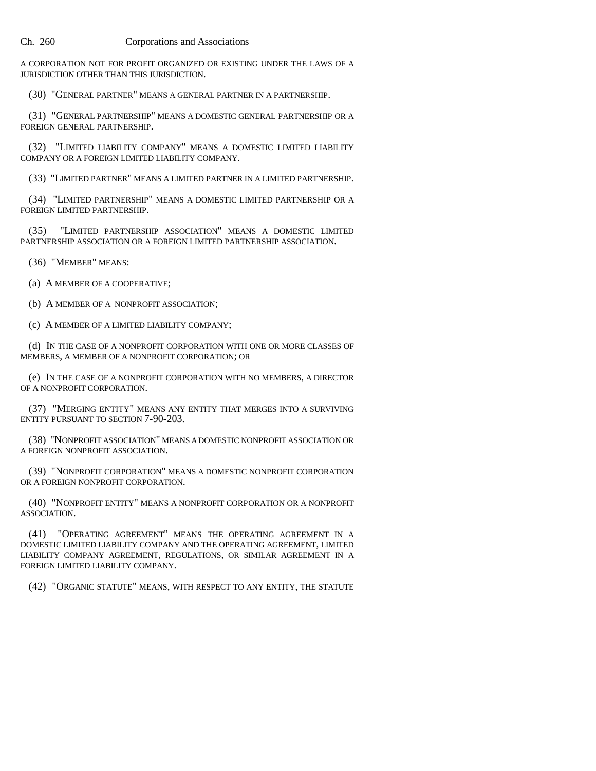A CORPORATION NOT FOR PROFIT ORGANIZED OR EXISTING UNDER THE LAWS OF A JURISDICTION OTHER THAN THIS JURISDICTION.

(30) "GENERAL PARTNER" MEANS A GENERAL PARTNER IN A PARTNERSHIP.

(31) "GENERAL PARTNERSHIP" MEANS A DOMESTIC GENERAL PARTNERSHIP OR A FOREIGN GENERAL PARTNERSHIP.

(32) "LIMITED LIABILITY COMPANY" MEANS A DOMESTIC LIMITED LIABILITY COMPANY OR A FOREIGN LIMITED LIABILITY COMPANY.

(33) "LIMITED PARTNER" MEANS A LIMITED PARTNER IN A LIMITED PARTNERSHIP.

(34) "LIMITED PARTNERSHIP" MEANS A DOMESTIC LIMITED PARTNERSHIP OR A FOREIGN LIMITED PARTNERSHIP.

(35) "LIMITED PARTNERSHIP ASSOCIATION" MEANS A DOMESTIC LIMITED PARTNERSHIP ASSOCIATION OR A FOREIGN LIMITED PARTNERSHIP ASSOCIATION.

(36) "MEMBER" MEANS:

(a) A MEMBER OF A COOPERATIVE;

(b) A MEMBER OF A NONPROFIT ASSOCIATION;

(c) A MEMBER OF A LIMITED LIABILITY COMPANY;

(d) IN THE CASE OF A NONPROFIT CORPORATION WITH ONE OR MORE CLASSES OF MEMBERS, A MEMBER OF A NONPROFIT CORPORATION; OR

(e) IN THE CASE OF A NONPROFIT CORPORATION WITH NO MEMBERS, A DIRECTOR OF A NONPROFIT CORPORATION.

(37) "MERGING ENTITY" MEANS ANY ENTITY THAT MERGES INTO A SURVIVING ENTITY PURSUANT TO SECTION 7-90-203.

(38) "NONPROFIT ASSOCIATION" MEANS A DOMESTIC NONPROFIT ASSOCIATION OR A FOREIGN NONPROFIT ASSOCIATION.

(39) "NONPROFIT CORPORATION" MEANS A DOMESTIC NONPROFIT CORPORATION OR A FOREIGN NONPROFIT CORPORATION.

(40) "NONPROFIT ENTITY" MEANS A NONPROFIT CORPORATION OR A NONPROFIT ASSOCIATION.

(41) "OPERATING AGREEMENT" MEANS THE OPERATING AGREEMENT IN A DOMESTIC LIMITED LIABILITY COMPANY AND THE OPERATING AGREEMENT, LIMITED LIABILITY COMPANY AGREEMENT, REGULATIONS, OR SIMILAR AGREEMENT IN A FOREIGN LIMITED LIABILITY COMPANY.

(42) "ORGANIC STATUTE" MEANS, WITH RESPECT TO ANY ENTITY, THE STATUTE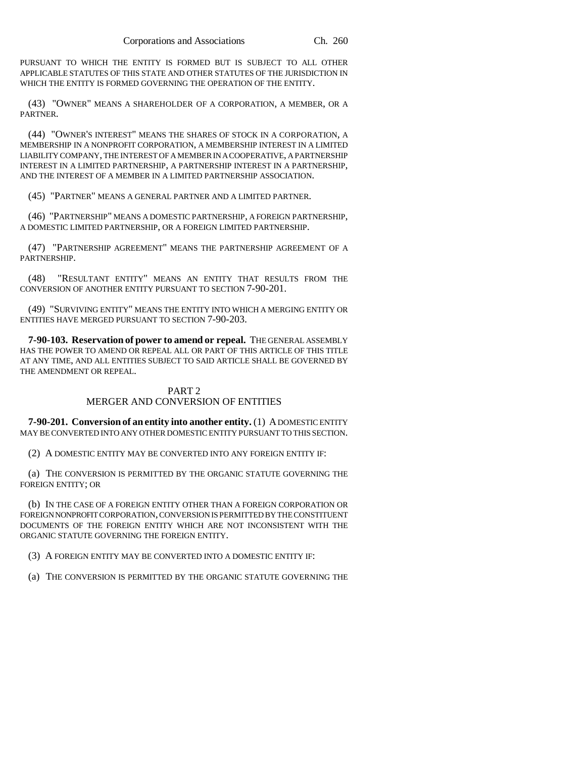PURSUANT TO WHICH THE ENTITY IS FORMED BUT IS SUBJECT TO ALL OTHER APPLICABLE STATUTES OF THIS STATE AND OTHER STATUTES OF THE JURISDICTION IN WHICH THE ENTITY IS FORMED GOVERNING THE OPERATION OF THE ENTITY.

(43) "OWNER" MEANS A SHAREHOLDER OF A CORPORATION, A MEMBER, OR A PARTNER.

(44) "OWNER'S INTEREST" MEANS THE SHARES OF STOCK IN A CORPORATION, A MEMBERSHIP IN A NONPROFIT CORPORATION, A MEMBERSHIP INTEREST IN A LIMITED LIABILITY COMPANY, THE INTEREST OF A MEMBER IN A COOPERATIVE, A PARTNERSHIP INTEREST IN A LIMITED PARTNERSHIP, A PARTNERSHIP INTEREST IN A PARTNERSHIP, AND THE INTEREST OF A MEMBER IN A LIMITED PARTNERSHIP ASSOCIATION.

(45) "PARTNER" MEANS A GENERAL PARTNER AND A LIMITED PARTNER.

(46) "PARTNERSHIP" MEANS A DOMESTIC PARTNERSHIP, A FOREIGN PARTNERSHIP, A DOMESTIC LIMITED PARTNERSHIP, OR A FOREIGN LIMITED PARTNERSHIP.

(47) "PARTNERSHIP AGREEMENT" MEANS THE PARTNERSHIP AGREEMENT OF A PARTNERSHIP.

(48) "RESULTANT ENTITY" MEANS AN ENTITY THAT RESULTS FROM THE CONVERSION OF ANOTHER ENTITY PURSUANT TO SECTION 7-90-201.

(49) "SURVIVING ENTITY" MEANS THE ENTITY INTO WHICH A MERGING ENTITY OR ENTITIES HAVE MERGED PURSUANT TO SECTION 7-90-203.

**7-90-103. Reservation of power to amend or repeal.** THE GENERAL ASSEMBLY HAS THE POWER TO AMEND OR REPEAL ALL OR PART OF THIS ARTICLE OF THIS TITLE AT ANY TIME, AND ALL ENTITIES SUBJECT TO SAID ARTICLE SHALL BE GOVERNED BY THE AMENDMENT OR REPEAL.

## PART 2
## MERGER AND CONVERSION OF ENTITIES

**7-90-201. Conversion of an entity into another entity.** (1) A DOMESTIC ENTITY MAY BE CONVERTED INTO ANY OTHER DOMESTIC ENTITY PURSUANT TO THIS SECTION.

(2) A DOMESTIC ENTITY MAY BE CONVERTED INTO ANY FOREIGN ENTITY IF:

(a) THE CONVERSION IS PERMITTED BY THE ORGANIC STATUTE GOVERNING THE FOREIGN ENTITY; OR

(b) IN THE CASE OF A FOREIGN ENTITY OTHER THAN A FOREIGN CORPORATION OR FOREIGN NONPROFIT CORPORATION, CONVERSION IS PERMITTED BY THE CONSTITUENT DOCUMENTS OF THE FOREIGN ENTITY WHICH ARE NOT INCONSISTENT WITH THE ORGANIC STATUTE GOVERNING THE FOREIGN ENTITY.

(3) A FOREIGN ENTITY MAY BE CONVERTED INTO A DOMESTIC ENTITY IF:

(a) THE CONVERSION IS PERMITTED BY THE ORGANIC STATUTE GOVERNING THE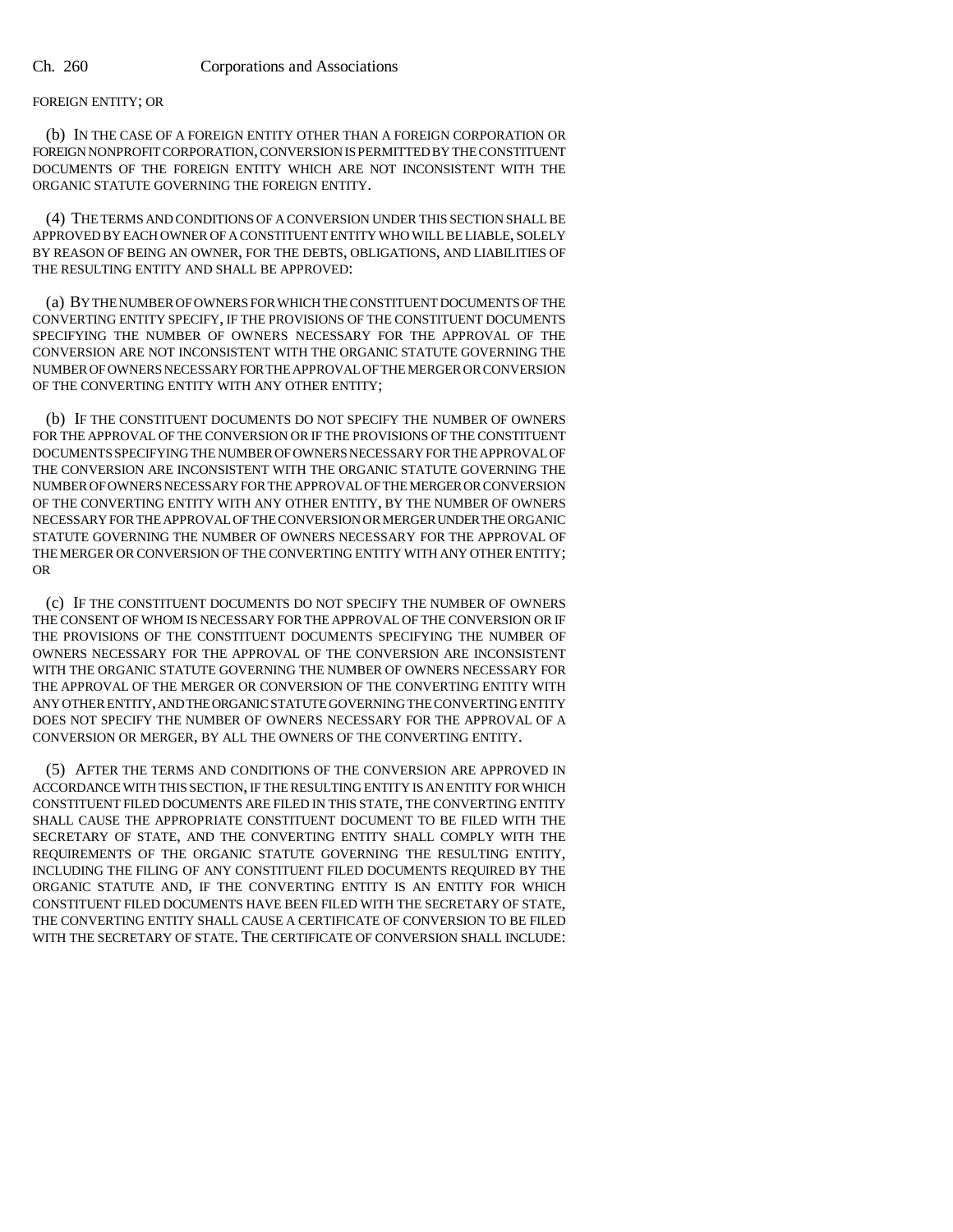FOREIGN ENTITY; OR

(b) IN THE CASE OF A FOREIGN ENTITY OTHER THAN A FOREIGN CORPORATION OR FOREIGN NONPROFIT CORPORATION, CONVERSION IS PERMITTED BY THE CONSTITUENT DOCUMENTS OF THE FOREIGN ENTITY WHICH ARE NOT INCONSISTENT WITH THE ORGANIC STATUTE GOVERNING THE FOREIGN ENTITY.

(4) THE TERMS AND CONDITIONS OF A CONVERSION UNDER THIS SECTION SHALL BE APPROVED BY EACH OWNER OF A CONSTITUENT ENTITY WHO WILL BE LIABLE, SOLELY BY REASON OF BEING AN OWNER, FOR THE DEBTS, OBLIGATIONS, AND LIABILITIES OF THE RESULTING ENTITY AND SHALL BE APPROVED:

(a) BY THE NUMBER OF OWNERS FOR WHICH THE CONSTITUENT DOCUMENTS OF THE CONVERTING ENTITY SPECIFY, IF THE PROVISIONS OF THE CONSTITUENT DOCUMENTS SPECIFYING THE NUMBER OF OWNERS NECESSARY FOR THE APPROVAL OF THE CONVERSION ARE NOT INCONSISTENT WITH THE ORGANIC STATUTE GOVERNING THE NUMBER OF OWNERS NECESSARY FOR THE APPROVAL OF THE MERGER OR CONVERSION OF THE CONVERTING ENTITY WITH ANY OTHER ENTITY;

(b) IF THE CONSTITUENT DOCUMENTS DO NOT SPECIFY THE NUMBER OF OWNERS FOR THE APPROVAL OF THE CONVERSION OR IF THE PROVISIONS OF THE CONSTITUENT DOCUMENTS SPECIFYING THE NUMBER OF OWNERS NECESSARY FOR THE APPROVAL OF THE CONVERSION ARE INCONSISTENT WITH THE ORGANIC STATUTE GOVERNING THE NUMBER OF OWNERS NECESSARY FOR THE APPROVAL OF THE MERGER OR CONVERSION OF THE CONVERTING ENTITY WITH ANY OTHER ENTITY, BY THE NUMBER OF OWNERS NECESSARY FOR THE APPROVAL OF THE CONVERSION OR MERGER UNDER THE ORGANIC STATUTE GOVERNING THE NUMBER OF OWNERS NECESSARY FOR THE APPROVAL OF THE MERGER OR CONVERSION OF THE CONVERTING ENTITY WITH ANY OTHER ENTITY; OR

(c) IF THE CONSTITUENT DOCUMENTS DO NOT SPECIFY THE NUMBER OF OWNERS THE CONSENT OF WHOM IS NECESSARY FOR THE APPROVAL OF THE CONVERSION OR IF THE PROVISIONS OF THE CONSTITUENT DOCUMENTS SPECIFYING THE NUMBER OF OWNERS NECESSARY FOR THE APPROVAL OF THE CONVERSION ARE INCONSISTENT WITH THE ORGANIC STATUTE GOVERNING THE NUMBER OF OWNERS NECESSARY FOR THE APPROVAL OF THE MERGER OR CONVERSION OF THE CONVERTING ENTITY WITH ANY OTHER ENTITY, AND THE ORGANIC STATUTE GOVERNING THE CONVERTING ENTITY DOES NOT SPECIFY THE NUMBER OF OWNERS NECESSARY FOR THE APPROVAL OF A CONVERSION OR MERGER, BY ALL THE OWNERS OF THE CONVERTING ENTITY.

(5) AFTER THE TERMS AND CONDITIONS OF THE CONVERSION ARE APPROVED IN ACCORDANCE WITH THIS SECTION, IF THE RESULTING ENTITY IS AN ENTITY FOR WHICH CONSTITUENT FILED DOCUMENTS ARE FILED IN THIS STATE, THE CONVERTING ENTITY SHALL CAUSE THE APPROPRIATE CONSTITUENT DOCUMENT TO BE FILED WITH THE SECRETARY OF STATE, AND THE CONVERTING ENTITY SHALL COMPLY WITH THE REQUIREMENTS OF THE ORGANIC STATUTE GOVERNING THE RESULTING ENTITY, INCLUDING THE FILING OF ANY CONSTITUENT FILED DOCUMENTS REQUIRED BY THE ORGANIC STATUTE AND, IF THE CONVERTING ENTITY IS AN ENTITY FOR WHICH CONSTITUENT FILED DOCUMENTS HAVE BEEN FILED WITH THE SECRETARY OF STATE, THE CONVERTING ENTITY SHALL CAUSE A CERTIFICATE OF CONVERSION TO BE FILED WITH THE SECRETARY OF STATE. THE CERTIFICATE OF CONVERSION SHALL INCLUDE: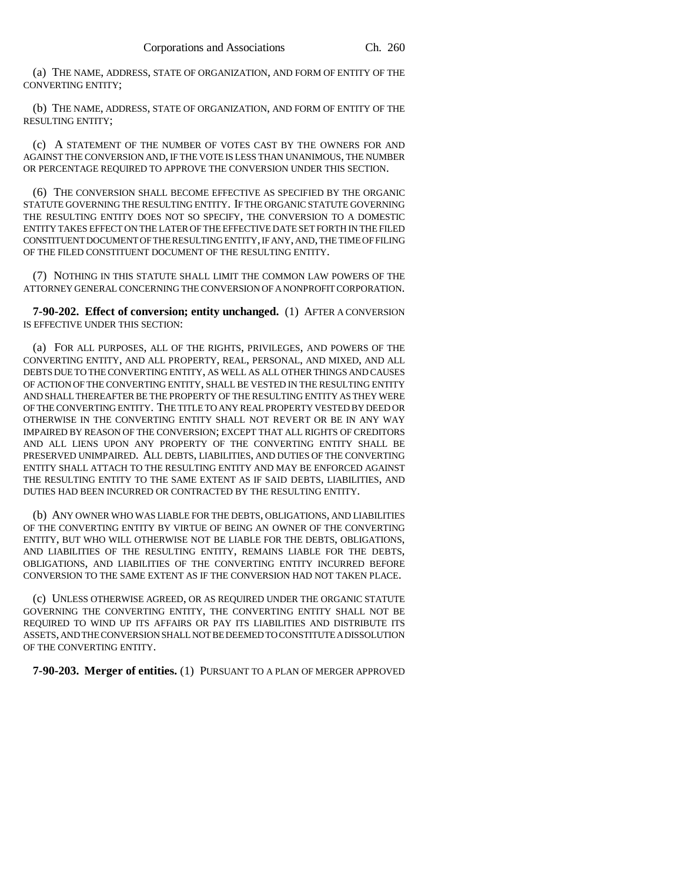(a) THE NAME, ADDRESS, STATE OF ORGANIZATION, AND FORM OF ENTITY OF THE CONVERTING ENTITY;

(b) THE NAME, ADDRESS, STATE OF ORGANIZATION, AND FORM OF ENTITY OF THE RESULTING ENTITY;

(c) A STATEMENT OF THE NUMBER OF VOTES CAST BY THE OWNERS FOR AND AGAINST THE CONVERSION AND, IF THE VOTE IS LESS THAN UNANIMOUS, THE NUMBER OR PERCENTAGE REQUIRED TO APPROVE THE CONVERSION UNDER THIS SECTION.

(6) THE CONVERSION SHALL BECOME EFFECTIVE AS SPECIFIED BY THE ORGANIC STATUTE GOVERNING THE RESULTING ENTITY. IF THE ORGANIC STATUTE GOVERNING THE RESULTING ENTITY DOES NOT SO SPECIFY, THE CONVERSION TO A DOMESTIC ENTITY TAKES EFFECT ON THE LATER OF THE EFFECTIVE DATE SET FORTH IN THE FILED CONSTITUENT DOCUMENT OF THE RESULTING ENTITY, IF ANY, AND, THE TIME OF FILING OF THE FILED CONSTITUENT DOCUMENT OF THE RESULTING ENTITY.

(7) NOTHING IN THIS STATUTE SHALL LIMIT THE COMMON LAW POWERS OF THE ATTORNEY GENERAL CONCERNING THE CONVERSION OF A NONPROFIT CORPORATION.

**7-90-202. Effect of conversion; entity unchanged.** (1) AFTER A CONVERSION IS EFFECTIVE UNDER THIS SECTION:

(a) FOR ALL PURPOSES, ALL OF THE RIGHTS, PRIVILEGES, AND POWERS OF THE CONVERTING ENTITY, AND ALL PROPERTY, REAL, PERSONAL, AND MIXED, AND ALL DEBTS DUE TO THE CONVERTING ENTITY, AS WELL AS ALL OTHER THINGS AND CAUSES OF ACTION OF THE CONVERTING ENTITY, SHALL BE VESTED IN THE RESULTING ENTITY AND SHALL THEREAFTER BE THE PROPERTY OF THE RESULTING ENTITY AS THEY WERE OF THE CONVERTING ENTITY. THE TITLE TO ANY REAL PROPERTY VESTED BY DEED OR OTHERWISE IN THE CONVERTING ENTITY SHALL NOT REVERT OR BE IN ANY WAY IMPAIRED BY REASON OF THE CONVERSION; EXCEPT THAT ALL RIGHTS OF CREDITORS AND ALL LIENS UPON ANY PROPERTY OF THE CONVERTING ENTITY SHALL BE PRESERVED UNIMPAIRED. ALL DEBTS, LIABILITIES, AND DUTIES OF THE CONVERTING ENTITY SHALL ATTACH TO THE RESULTING ENTITY AND MAY BE ENFORCED AGAINST THE RESULTING ENTITY TO THE SAME EXTENT AS IF SAID DEBTS, LIABILITIES, AND DUTIES HAD BEEN INCURRED OR CONTRACTED BY THE RESULTING ENTITY.

(b) ANY OWNER WHO WAS LIABLE FOR THE DEBTS, OBLIGATIONS, AND LIABILITIES OF THE CONVERTING ENTITY BY VIRTUE OF BEING AN OWNER OF THE CONVERTING ENTITY, BUT WHO WILL OTHERWISE NOT BE LIABLE FOR THE DEBTS, OBLIGATIONS, AND LIABILITIES OF THE RESULTING ENTITY, REMAINS LIABLE FOR THE DEBTS, OBLIGATIONS, AND LIABILITIES OF THE CONVERTING ENTITY INCURRED BEFORE CONVERSION TO THE SAME EXTENT AS IF THE CONVERSION HAD NOT TAKEN PLACE.

(c) UNLESS OTHERWISE AGREED, OR AS REQUIRED UNDER THE ORGANIC STATUTE GOVERNING THE CONVERTING ENTITY, THE CONVERTING ENTITY SHALL NOT BE REQUIRED TO WIND UP ITS AFFAIRS OR PAY ITS LIABILITIES AND DISTRIBUTE ITS ASSETS, AND THE CONVERSION SHALL NOT BE DEEMED TO CONSTITUTE A DISSOLUTION OF THE CONVERTING ENTITY.

**7-90-203. Merger of entities.** (1) PURSUANT TO A PLAN OF MERGER APPROVED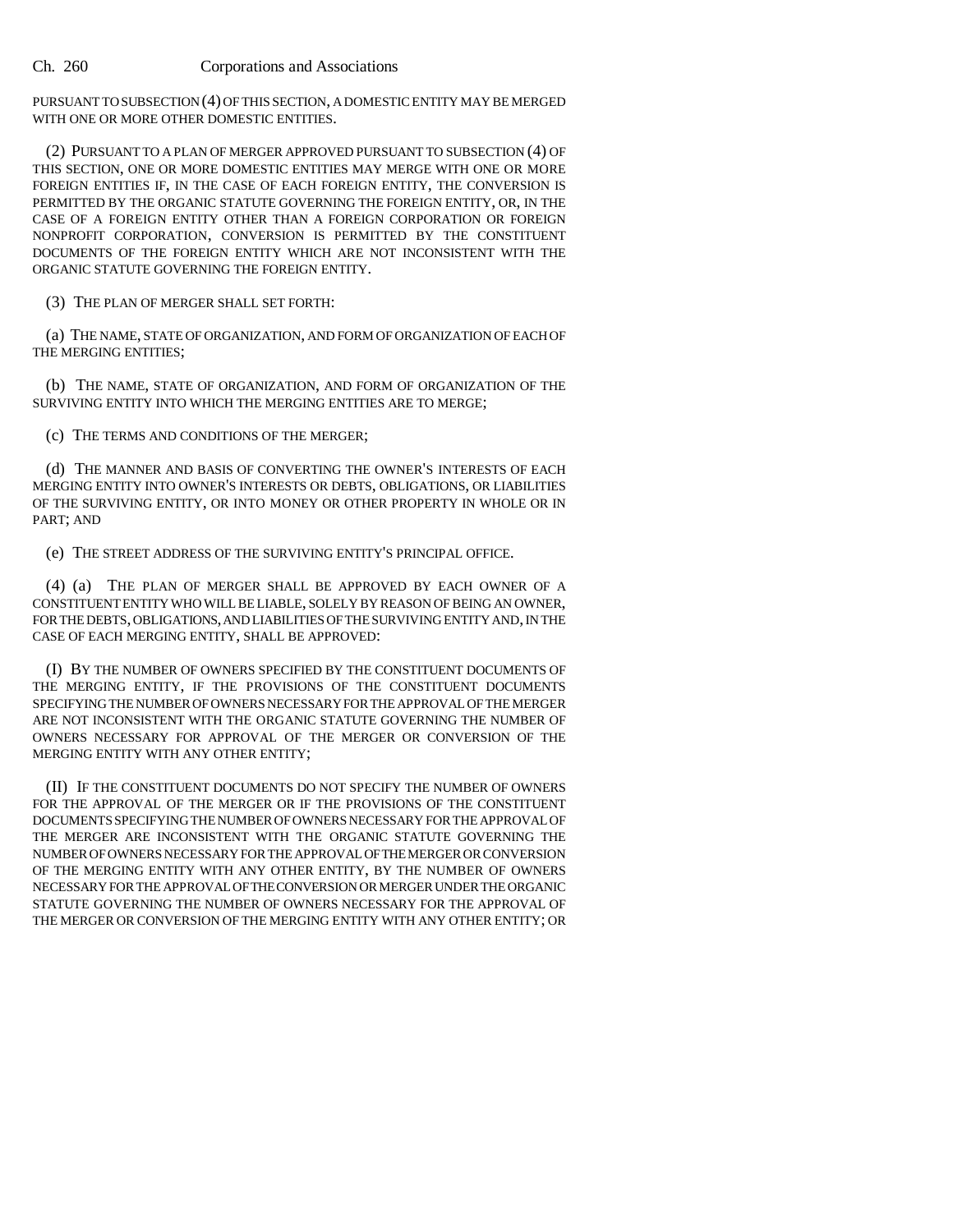PURSUANT TO SUBSECTION (4) OF THIS SECTION, A DOMESTIC ENTITY MAY BE MERGED WITH ONE OR MORE OTHER DOMESTIC ENTITIES.

(2) PURSUANT TO A PLAN OF MERGER APPROVED PURSUANT TO SUBSECTION (4) OF THIS SECTION, ONE OR MORE DOMESTIC ENTITIES MAY MERGE WITH ONE OR MORE FOREIGN ENTITIES IF, IN THE CASE OF EACH FOREIGN ENTITY, THE CONVERSION IS PERMITTED BY THE ORGANIC STATUTE GOVERNING THE FOREIGN ENTITY, OR, IN THE CASE OF A FOREIGN ENTITY OTHER THAN A FOREIGN CORPORATION OR FOREIGN NONPROFIT CORPORATION, CONVERSION IS PERMITTED BY THE CONSTITUENT DOCUMENTS OF THE FOREIGN ENTITY WHICH ARE NOT INCONSISTENT WITH THE ORGANIC STATUTE GOVERNING THE FOREIGN ENTITY.

(3) THE PLAN OF MERGER SHALL SET FORTH:

(a) THE NAME, STATE OF ORGANIZATION, AND FORM OF ORGANIZATION OF EACH OF THE MERGING ENTITIES;

(b) THE NAME, STATE OF ORGANIZATION, AND FORM OF ORGANIZATION OF THE SURVIVING ENTITY INTO WHICH THE MERGING ENTITIES ARE TO MERGE;

(c) THE TERMS AND CONDITIONS OF THE MERGER;

(d) THE MANNER AND BASIS OF CONVERTING THE OWNER'S INTERESTS OF EACH MERGING ENTITY INTO OWNER'S INTERESTS OR DEBTS, OBLIGATIONS, OR LIABILITIES OF THE SURVIVING ENTITY, OR INTO MONEY OR OTHER PROPERTY IN WHOLE OR IN PART; AND

(e) THE STREET ADDRESS OF THE SURVIVING ENTITY'S PRINCIPAL OFFICE.

(4) (a) THE PLAN OF MERGER SHALL BE APPROVED BY EACH OWNER OF A CONSTITUENT ENTITY WHO WILL BE LIABLE, SOLELY BY REASON OF BEING AN OWNER, FOR THE DEBTS, OBLIGATIONS, AND LIABILITIES OF THE SURVIVING ENTITY AND, IN THE CASE OF EACH MERGING ENTITY, SHALL BE APPROVED:

(I) BY THE NUMBER OF OWNERS SPECIFIED BY THE CONSTITUENT DOCUMENTS OF THE MERGING ENTITY, IF THE PROVISIONS OF THE CONSTITUENT DOCUMENTS SPECIFYING THE NUMBER OF OWNERS NECESSARY FOR THE APPROVAL OF THE MERGER ARE NOT INCONSISTENT WITH THE ORGANIC STATUTE GOVERNING THE NUMBER OF OWNERS NECESSARY FOR APPROVAL OF THE MERGER OR CONVERSION OF THE MERGING ENTITY WITH ANY OTHER ENTITY;

(II) IF THE CONSTITUENT DOCUMENTS DO NOT SPECIFY THE NUMBER OF OWNERS FOR THE APPROVAL OF THE MERGER OR IF THE PROVISIONS OF THE CONSTITUENT DOCUMENTS SPECIFYING THE NUMBER OF OWNERS NECESSARY FOR THE APPROVAL OF THE MERGER ARE INCONSISTENT WITH THE ORGANIC STATUTE GOVERNING THE NUMBER OF OWNERS NECESSARY FOR THE APPROVAL OF THE MERGER OR CONVERSION OF THE MERGING ENTITY WITH ANY OTHER ENTITY, BY THE NUMBER OF OWNERS NECESSARY FOR THE APPROVAL OF THE CONVERSION OR MERGER UNDER THE ORGANIC STATUTE GOVERNING THE NUMBER OF OWNERS NECESSARY FOR THE APPROVAL OF THE MERGER OR CONVERSION OF THE MERGING ENTITY WITH ANY OTHER ENTITY; OR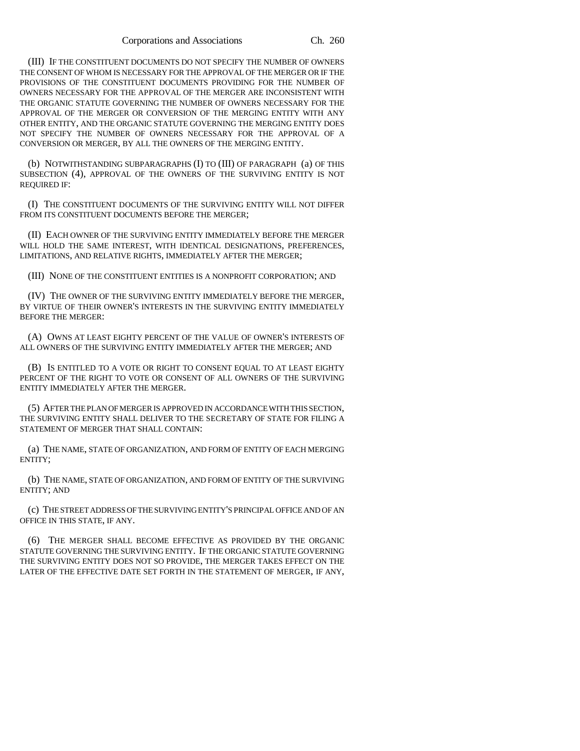(III) IF THE CONSTITUENT DOCUMENTS DO NOT SPECIFY THE NUMBER OF OWNERS THE CONSENT OF WHOM IS NECESSARY FOR THE APPROVAL OF THE MERGER OR IF THE PROVISIONS OF THE CONSTITUENT DOCUMENTS PROVIDING FOR THE NUMBER OF OWNERS NECESSARY FOR THE APPROVAL OF THE MERGER ARE INCONSISTENT WITH THE ORGANIC STATUTE GOVERNING THE NUMBER OF OWNERS NECESSARY FOR THE APPROVAL OF THE MERGER OR CONVERSION OF THE MERGING ENTITY WITH ANY OTHER ENTITY, AND THE ORGANIC STATUTE GOVERNING THE MERGING ENTITY DOES NOT SPECIFY THE NUMBER OF OWNERS NECESSARY FOR THE APPROVAL OF A CONVERSION OR MERGER, BY ALL THE OWNERS OF THE MERGING ENTITY.

(b) NOTWITHSTANDING SUBPARAGRAPHS (I) TO (III) OF PARAGRAPH (a) OF THIS SUBSECTION (4), APPROVAL OF THE OWNERS OF THE SURVIVING ENTITY IS NOT REQUIRED IF:

(I) THE CONSTITUENT DOCUMENTS OF THE SURVIVING ENTITY WILL NOT DIFFER FROM ITS CONSTITUENT DOCUMENTS BEFORE THE MERGER;

(II) EACH OWNER OF THE SURVIVING ENTITY IMMEDIATELY BEFORE THE MERGER WILL HOLD THE SAME INTEREST, WITH IDENTICAL DESIGNATIONS, PREFERENCES, LIMITATIONS, AND RELATIVE RIGHTS, IMMEDIATELY AFTER THE MERGER;

(III) NONE OF THE CONSTITUENT ENTITIES IS A NONPROFIT CORPORATION; AND

(IV) THE OWNER OF THE SURVIVING ENTITY IMMEDIATELY BEFORE THE MERGER, BY VIRTUE OF THEIR OWNER'S INTERESTS IN THE SURVIVING ENTITY IMMEDIATELY BEFORE THE MERGER:

(A) OWNS AT LEAST EIGHTY PERCENT OF THE VALUE OF OWNER'S INTERESTS OF ALL OWNERS OF THE SURVIVING ENTITY IMMEDIATELY AFTER THE MERGER; AND

(B) IS ENTITLED TO A VOTE OR RIGHT TO CONSENT EQUAL TO AT LEAST EIGHTY PERCENT OF THE RIGHT TO VOTE OR CONSENT OF ALL OWNERS OF THE SURVIVING ENTITY IMMEDIATELY AFTER THE MERGER.

(5) AFTER THE PLAN OF MERGER IS APPROVED IN ACCORDANCE WITH THIS SECTION, THE SURVIVING ENTITY SHALL DELIVER TO THE SECRETARY OF STATE FOR FILING A STATEMENT OF MERGER THAT SHALL CONTAIN:

(a) THE NAME, STATE OF ORGANIZATION, AND FORM OF ENTITY OF EACH MERGING ENTITY;

(b) THE NAME, STATE OF ORGANIZATION, AND FORM OF ENTITY OF THE SURVIVING ENTITY; AND

(c) THE STREET ADDRESS OF THE SURVIVING ENTITY'S PRINCIPAL OFFICE AND OF AN OFFICE IN THIS STATE, IF ANY.

(6) THE MERGER SHALL BECOME EFFECTIVE AS PROVIDED BY THE ORGANIC STATUTE GOVERNING THE SURVIVING ENTITY. IF THE ORGANIC STATUTE GOVERNING THE SURVIVING ENTITY DOES NOT SO PROVIDE, THE MERGER TAKES EFFECT ON THE LATER OF THE EFFECTIVE DATE SET FORTH IN THE STATEMENT OF MERGER, IF ANY,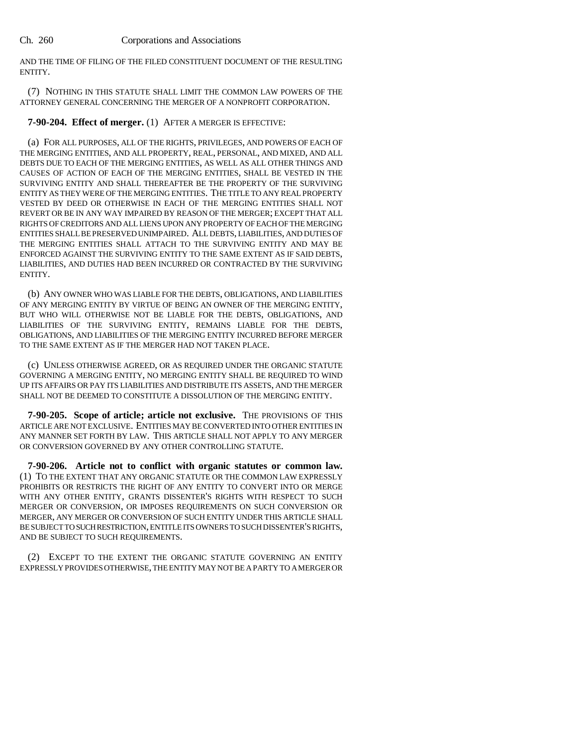AND THE TIME OF FILING OF THE FILED CONSTITUENT DOCUMENT OF THE RESULTING ENTITY.

(7) NOTHING IN THIS STATUTE SHALL LIMIT THE COMMON LAW POWERS OF THE ATTORNEY GENERAL CONCERNING THE MERGER OF A NONPROFIT CORPORATION.

**7-90-204. Effect of merger.** (1) AFTER A MERGER IS EFFECTIVE:

(a) FOR ALL PURPOSES, ALL OF THE RIGHTS, PRIVILEGES, AND POWERS OF EACH OF THE MERGING ENTITIES, AND ALL PROPERTY, REAL, PERSONAL, AND MIXED, AND ALL DEBTS DUE TO EACH OF THE MERGING ENTITIES, AS WELL AS ALL OTHER THINGS AND CAUSES OF ACTION OF EACH OF THE MERGING ENTITIES, SHALL BE VESTED IN THE SURVIVING ENTITY AND SHALL THEREAFTER BE THE PROPERTY OF THE SURVIVING ENTITY AS THEY WERE OF THE MERGING ENTITIES. THE TITLE TO ANY REAL PROPERTY VESTED BY DEED OR OTHERWISE IN EACH OF THE MERGING ENTITIES SHALL NOT REVERT OR BE IN ANY WAY IMPAIRED BY REASON OF THE MERGER; EXCEPT THAT ALL RIGHTS OF CREDITORS AND ALL LIENS UPON ANY PROPERTY OF EACH OF THE MERGING ENTITIES SHALL BE PRESERVED UNIMPAIRED. ALL DEBTS, LIABILITIES, AND DUTIES OF THE MERGING ENTITIES SHALL ATTACH TO THE SURVIVING ENTITY AND MAY BE ENFORCED AGAINST THE SURVIVING ENTITY TO THE SAME EXTENT AS IF SAID DEBTS, LIABILITIES, AND DUTIES HAD BEEN INCURRED OR CONTRACTED BY THE SURVIVING ENTITY.

(b) ANY OWNER WHO WAS LIABLE FOR THE DEBTS, OBLIGATIONS, AND LIABILITIES OF ANY MERGING ENTITY BY VIRTUE OF BEING AN OWNER OF THE MERGING ENTITY, BUT WHO WILL OTHERWISE NOT BE LIABLE FOR THE DEBTS, OBLIGATIONS, AND LIABILITIES OF THE SURVIVING ENTITY, REMAINS LIABLE FOR THE DEBTS, OBLIGATIONS, AND LIABILITIES OF THE MERGING ENTITY INCURRED BEFORE MERGER TO THE SAME EXTENT AS IF THE MERGER HAD NOT TAKEN PLACE.

(c) UNLESS OTHERWISE AGREED, OR AS REQUIRED UNDER THE ORGANIC STATUTE GOVERNING A MERGING ENTITY, NO MERGING ENTITY SHALL BE REQUIRED TO WIND UP ITS AFFAIRS OR PAY ITS LIABILITIES AND DISTRIBUTE ITS ASSETS, AND THE MERGER SHALL NOT BE DEEMED TO CONSTITUTE A DISSOLUTION OF THE MERGING ENTITY.

**7-90-205. Scope of article; article not exclusive.** THE PROVISIONS OF THIS ARTICLE ARE NOT EXCLUSIVE. ENTITIES MAY BE CONVERTED INTO OTHER ENTITIES IN ANY MANNER SET FORTH BY LAW. THIS ARTICLE SHALL NOT APPLY TO ANY MERGER OR CONVERSION GOVERNED BY ANY OTHER CONTROLLING STATUTE.

**7-90-206. Article not to conflict with organic statutes or common law.** (1) TO THE EXTENT THAT ANY ORGANIC STATUTE OR THE COMMON LAW EXPRESSLY PROHIBITS OR RESTRICTS THE RIGHT OF ANY ENTITY TO CONVERT INTO OR MERGE WITH ANY OTHER ENTITY, GRANTS DISSENTER'S RIGHTS WITH RESPECT TO SUCH MERGER OR CONVERSION, OR IMPOSES REQUIREMENTS ON SUCH CONVERSION OR MERGER, ANY MERGER OR CONVERSION OF SUCH ENTITY UNDER THIS ARTICLE SHALL BE SUBJECT TO SUCH RESTRICTION, ENTITLE ITS OWNERS TO SUCH DISSENTER'S RIGHTS, AND BE SUBJECT TO SUCH REQUIREMENTS.

(2) EXCEPT TO THE EXTENT THE ORGANIC STATUTE GOVERNING AN ENTITY EXPRESSLY PROVIDES OTHERWISE, THE ENTITY MAY NOT BE A PARTY TO A MERGER OR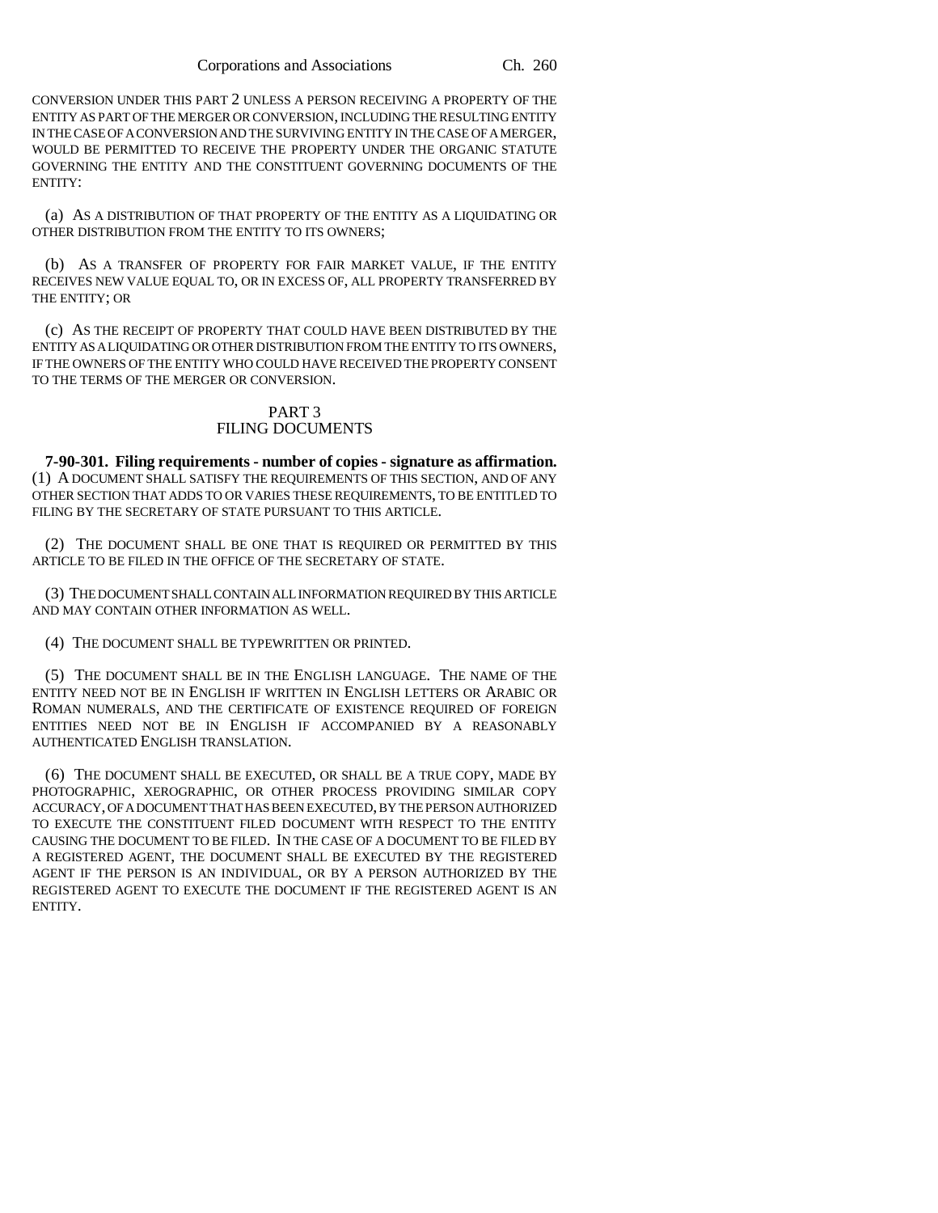CONVERSION UNDER THIS PART 2 UNLESS A PERSON RECEIVING A PROPERTY OF THE ENTITY AS PART OF THE MERGER OR CONVERSION, INCLUDING THE RESULTING ENTITY IN THE CASE OF A CONVERSION AND THE SURVIVING ENTITY IN THE CASE OF A MERGER, WOULD BE PERMITTED TO RECEIVE THE PROPERTY UNDER THE ORGANIC STATUTE GOVERNING THE ENTITY AND THE CONSTITUENT GOVERNING DOCUMENTS OF THE ENTITY:

(a) AS A DISTRIBUTION OF THAT PROPERTY OF THE ENTITY AS A LIQUIDATING OR OTHER DISTRIBUTION FROM THE ENTITY TO ITS OWNERS;

(b) AS A TRANSFER OF PROPERTY FOR FAIR MARKET VALUE, IF THE ENTITY RECEIVES NEW VALUE EQUAL TO, OR IN EXCESS OF, ALL PROPERTY TRANSFERRED BY THE ENTITY; OR

(c) AS THE RECEIPT OF PROPERTY THAT COULD HAVE BEEN DISTRIBUTED BY THE ENTITY AS A LIQUIDATING OR OTHER DISTRIBUTION FROM THE ENTITY TO ITS OWNERS, IF THE OWNERS OF THE ENTITY WHO COULD HAVE RECEIVED THE PROPERTY CONSENT TO THE TERMS OF THE MERGER OR CONVERSION.

## PART 3
## FILING DOCUMENTS

**7-90-301. Filing requirements - number of copies - signature as affirmation.** (1) A DOCUMENT SHALL SATISFY THE REQUIREMENTS OF THIS SECTION, AND OF ANY OTHER SECTION THAT ADDS TO OR VARIES THESE REQUIREMENTS, TO BE ENTITLED TO FILING BY THE SECRETARY OF STATE PURSUANT TO THIS ARTICLE.

(2) THE DOCUMENT SHALL BE ONE THAT IS REQUIRED OR PERMITTED BY THIS ARTICLE TO BE FILED IN THE OFFICE OF THE SECRETARY OF STATE.

(3) THE DOCUMENT SHALL CONTAIN ALL INFORMATION REQUIRED BY THIS ARTICLE AND MAY CONTAIN OTHER INFORMATION AS WELL.

(4) THE DOCUMENT SHALL BE TYPEWRITTEN OR PRINTED.

(5) THE DOCUMENT SHALL BE IN THE ENGLISH LANGUAGE. THE NAME OF THE ENTITY NEED NOT BE IN ENGLISH IF WRITTEN IN ENGLISH LETTERS OR ARABIC OR ROMAN NUMERALS, AND THE CERTIFICATE OF EXISTENCE REQUIRED OF FOREIGN ENTITIES NEED NOT BE IN ENGLISH IF ACCOMPANIED BY A REASONABLY AUTHENTICATED ENGLISH TRANSLATION.

(6) THE DOCUMENT SHALL BE EXECUTED, OR SHALL BE A TRUE COPY, MADE BY PHOTOGRAPHIC, XEROGRAPHIC, OR OTHER PROCESS PROVIDING SIMILAR COPY ACCURACY, OF A DOCUMENT THAT HAS BEEN EXECUTED, BY THE PERSON AUTHORIZED TO EXECUTE THE CONSTITUENT FILED DOCUMENT WITH RESPECT TO THE ENTITY CAUSING THE DOCUMENT TO BE FILED. IN THE CASE OF A DOCUMENT TO BE FILED BY A REGISTERED AGENT, THE DOCUMENT SHALL BE EXECUTED BY THE REGISTERED AGENT IF THE PERSON IS AN INDIVIDUAL, OR BY A PERSON AUTHORIZED BY THE REGISTERED AGENT TO EXECUTE THE DOCUMENT IF THE REGISTERED AGENT IS AN ENTITY.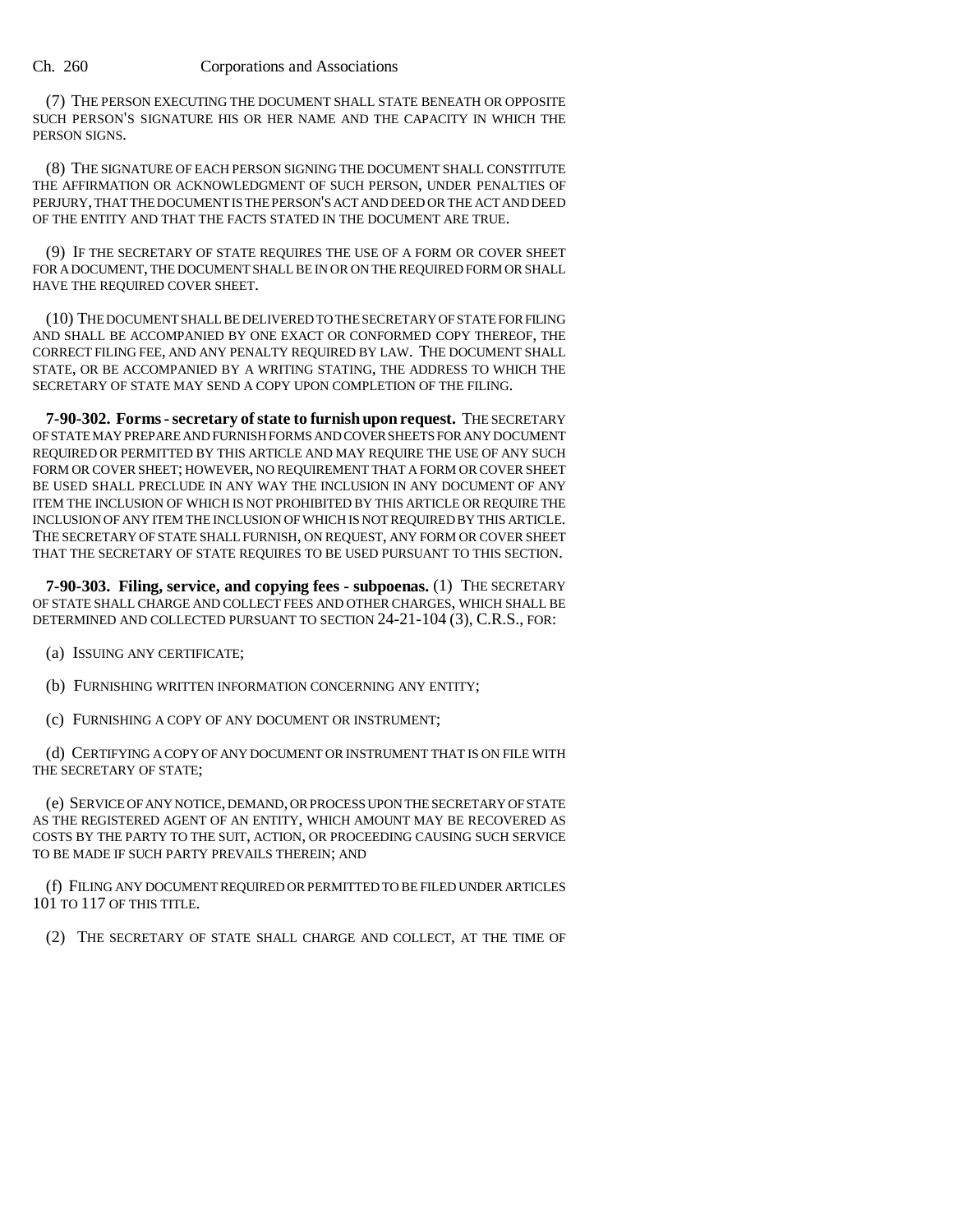(7) THE PERSON EXECUTING THE DOCUMENT SHALL STATE BENEATH OR OPPOSITE SUCH PERSON'S SIGNATURE HIS OR HER NAME AND THE CAPACITY IN WHICH THE PERSON SIGNS.

(8) THE SIGNATURE OF EACH PERSON SIGNING THE DOCUMENT SHALL CONSTITUTE THE AFFIRMATION OR ACKNOWLEDGMENT OF SUCH PERSON, UNDER PENALTIES OF PERJURY, THAT THE DOCUMENT IS THE PERSON'S ACT AND DEED OR THE ACT AND DEED OF THE ENTITY AND THAT THE FACTS STATED IN THE DOCUMENT ARE TRUE.

(9) IF THE SECRETARY OF STATE REQUIRES THE USE OF A FORM OR COVER SHEET FOR A DOCUMENT, THE DOCUMENT SHALL BE IN OR ON THE REQUIRED FORM OR SHALL HAVE THE REQUIRED COVER SHEET.

(10) THE DOCUMENT SHALL BE DELIVERED TO THE SECRETARY OF STATE FOR FILING AND SHALL BE ACCOMPANIED BY ONE EXACT OR CONFORMED COPY THEREOF, THE CORRECT FILING FEE, AND ANY PENALTY REQUIRED BY LAW. THE DOCUMENT SHALL STATE, OR BE ACCOMPANIED BY A WRITING STATING, THE ADDRESS TO WHICH THE SECRETARY OF STATE MAY SEND A COPY UPON COMPLETION OF THE FILING.

**7-90-302. Forms - secretary of state to furnish upon request.** THE SECRETARY OF STATE MAY PREPARE AND FURNISH FORMS AND COVER SHEETS FOR ANY DOCUMENT REQUIRED OR PERMITTED BY THIS ARTICLE AND MAY REQUIRE THE USE OF ANY SUCH FORM OR COVER SHEET; HOWEVER, NO REQUIREMENT THAT A FORM OR COVER SHEET BE USED SHALL PRECLUDE IN ANY WAY THE INCLUSION IN ANY DOCUMENT OF ANY ITEM THE INCLUSION OF WHICH IS NOT PROHIBITED BY THIS ARTICLE OR REQUIRE THE INCLUSION OF ANY ITEM THE INCLUSION OF WHICH IS NOT REQUIRED BY THIS ARTICLE. THE SECRETARY OF STATE SHALL FURNISH, ON REQUEST, ANY FORM OR COVER SHEET THAT THE SECRETARY OF STATE REQUIRES TO BE USED PURSUANT TO THIS SECTION.

**7-90-303. Filing, service, and copying fees - subpoenas.** (1) THE SECRETARY OF STATE SHALL CHARGE AND COLLECT FEES AND OTHER CHARGES, WHICH SHALL BE DETERMINED AND COLLECTED PURSUANT TO SECTION 24-21-104 (3), C.R.S., FOR:

(a) ISSUING ANY CERTIFICATE;

(b) FURNISHING WRITTEN INFORMATION CONCERNING ANY ENTITY;

(c) FURNISHING A COPY OF ANY DOCUMENT OR INSTRUMENT;

(d) CERTIFYING A COPY OF ANY DOCUMENT OR INSTRUMENT THAT IS ON FILE WITH THE SECRETARY OF STATE;

(e) SERVICE OF ANY NOTICE, DEMAND, OR PROCESS UPON THE SECRETARY OF STATE AS THE REGISTERED AGENT OF AN ENTITY, WHICH AMOUNT MAY BE RECOVERED AS COSTS BY THE PARTY TO THE SUIT, ACTION, OR PROCEEDING CAUSING SUCH SERVICE TO BE MADE IF SUCH PARTY PREVAILS THEREIN; AND

(f) FILING ANY DOCUMENT REQUIRED OR PERMITTED TO BE FILED UNDER ARTICLES 101 TO 117 OF THIS TITLE.

(2) THE SECRETARY OF STATE SHALL CHARGE AND COLLECT, AT THE TIME OF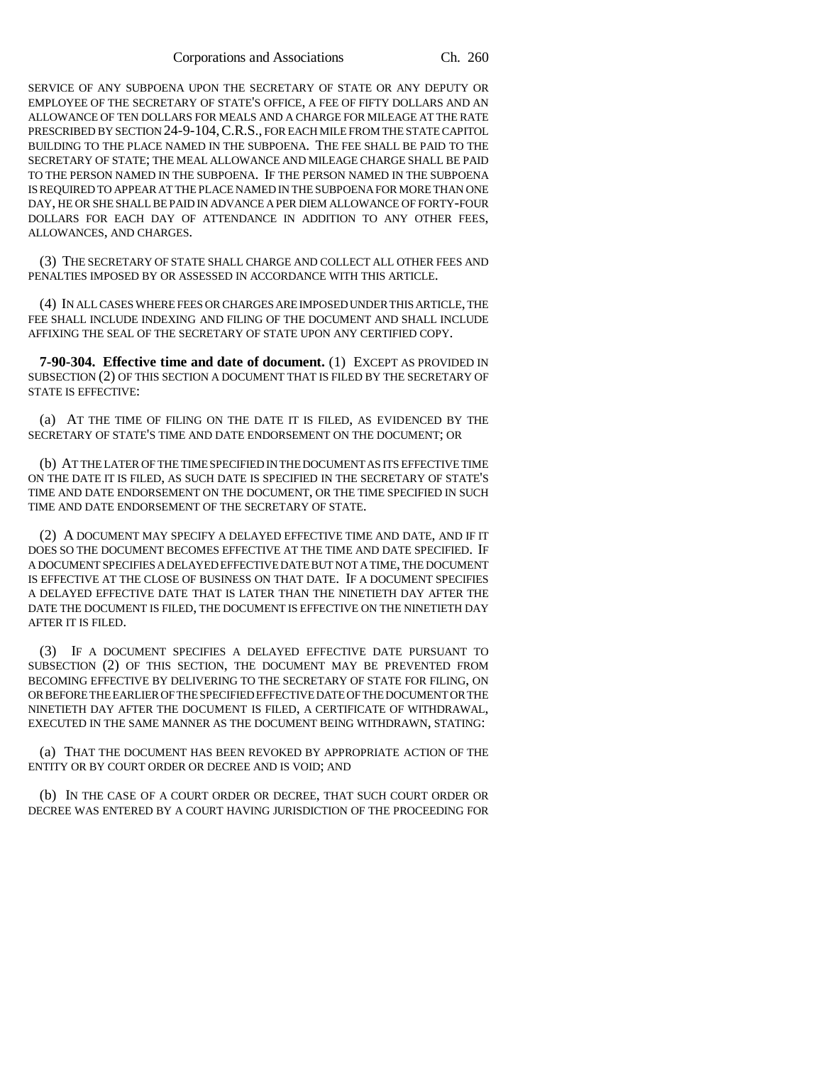SERVICE OF ANY SUBPOENA UPON THE SECRETARY OF STATE OR ANY DEPUTY OR EMPLOYEE OF THE SECRETARY OF STATE'S OFFICE, A FEE OF FIFTY DOLLARS AND AN ALLOWANCE OF TEN DOLLARS FOR MEALS AND A CHARGE FOR MILEAGE AT THE RATE PRESCRIBED BY SECTION 24-9-104, C.R.S., FOR EACH MILE FROM THE STATE CAPITOL BUILDING TO THE PLACE NAMED IN THE SUBPOENA. THE FEE SHALL BE PAID TO THE SECRETARY OF STATE; THE MEAL ALLOWANCE AND MILEAGE CHARGE SHALL BE PAID TO THE PERSON NAMED IN THE SUBPOENA. IF THE PERSON NAMED IN THE SUBPOENA IS REQUIRED TO APPEAR AT THE PLACE NAMED IN THE SUBPOENA FOR MORE THAN ONE DAY, HE OR SHE SHALL BE PAID IN ADVANCE A PER DIEM ALLOWANCE OF FORTY-FOUR DOLLARS FOR EACH DAY OF ATTENDANCE IN ADDITION TO ANY OTHER FEES, ALLOWANCES, AND CHARGES.

(3) THE SECRETARY OF STATE SHALL CHARGE AND COLLECT ALL OTHER FEES AND PENALTIES IMPOSED BY OR ASSESSED IN ACCORDANCE WITH THIS ARTICLE.

(4) IN ALL CASES WHERE FEES OR CHARGES ARE IMPOSED UNDER THIS ARTICLE, THE FEE SHALL INCLUDE INDEXING AND FILING OF THE DOCUMENT AND SHALL INCLUDE AFFIXING THE SEAL OF THE SECRETARY OF STATE UPON ANY CERTIFIED COPY.

**7-90-304. Effective time and date of document.** (1) EXCEPT AS PROVIDED IN SUBSECTION (2) OF THIS SECTION A DOCUMENT THAT IS FILED BY THE SECRETARY OF STATE IS EFFECTIVE:

(a) AT THE TIME OF FILING ON THE DATE IT IS FILED, AS EVIDENCED BY THE SECRETARY OF STATE'S TIME AND DATE ENDORSEMENT ON THE DOCUMENT; OR

(b) AT THE LATER OF THE TIME SPECIFIED IN THE DOCUMENT AS ITS EFFECTIVE TIME ON THE DATE IT IS FILED, AS SUCH DATE IS SPECIFIED IN THE SECRETARY OF STATE'S TIME AND DATE ENDORSEMENT ON THE DOCUMENT, OR THE TIME SPECIFIED IN SUCH TIME AND DATE ENDORSEMENT OF THE SECRETARY OF STATE.

(2) A DOCUMENT MAY SPECIFY A DELAYED EFFECTIVE TIME AND DATE, AND IF IT DOES SO THE DOCUMENT BECOMES EFFECTIVE AT THE TIME AND DATE SPECIFIED. IF A DOCUMENT SPECIFIES A DELAYED EFFECTIVE DATE BUT NOT A TIME, THE DOCUMENT IS EFFECTIVE AT THE CLOSE OF BUSINESS ON THAT DATE. IF A DOCUMENT SPECIFIES A DELAYED EFFECTIVE DATE THAT IS LATER THAN THE NINETIETH DAY AFTER THE DATE THE DOCUMENT IS FILED, THE DOCUMENT IS EFFECTIVE ON THE NINETIETH DAY AFTER IT IS FILED.

(3) IF A DOCUMENT SPECIFIES A DELAYED EFFECTIVE DATE PURSUANT TO SUBSECTION (2) OF THIS SECTION, THE DOCUMENT MAY BE PREVENTED FROM BECOMING EFFECTIVE BY DELIVERING TO THE SECRETARY OF STATE FOR FILING, ON OR BEFORE THE EARLIER OF THE SPECIFIED EFFECTIVE DATE OF THE DOCUMENT OR THE NINETIETH DAY AFTER THE DOCUMENT IS FILED, A CERTIFICATE OF WITHDRAWAL, EXECUTED IN THE SAME MANNER AS THE DOCUMENT BEING WITHDRAWN, STATING:

(a) THAT THE DOCUMENT HAS BEEN REVOKED BY APPROPRIATE ACTION OF THE ENTITY OR BY COURT ORDER OR DECREE AND IS VOID; AND

(b) IN THE CASE OF A COURT ORDER OR DECREE, THAT SUCH COURT ORDER OR DECREE WAS ENTERED BY A COURT HAVING JURISDICTION OF THE PROCEEDING FOR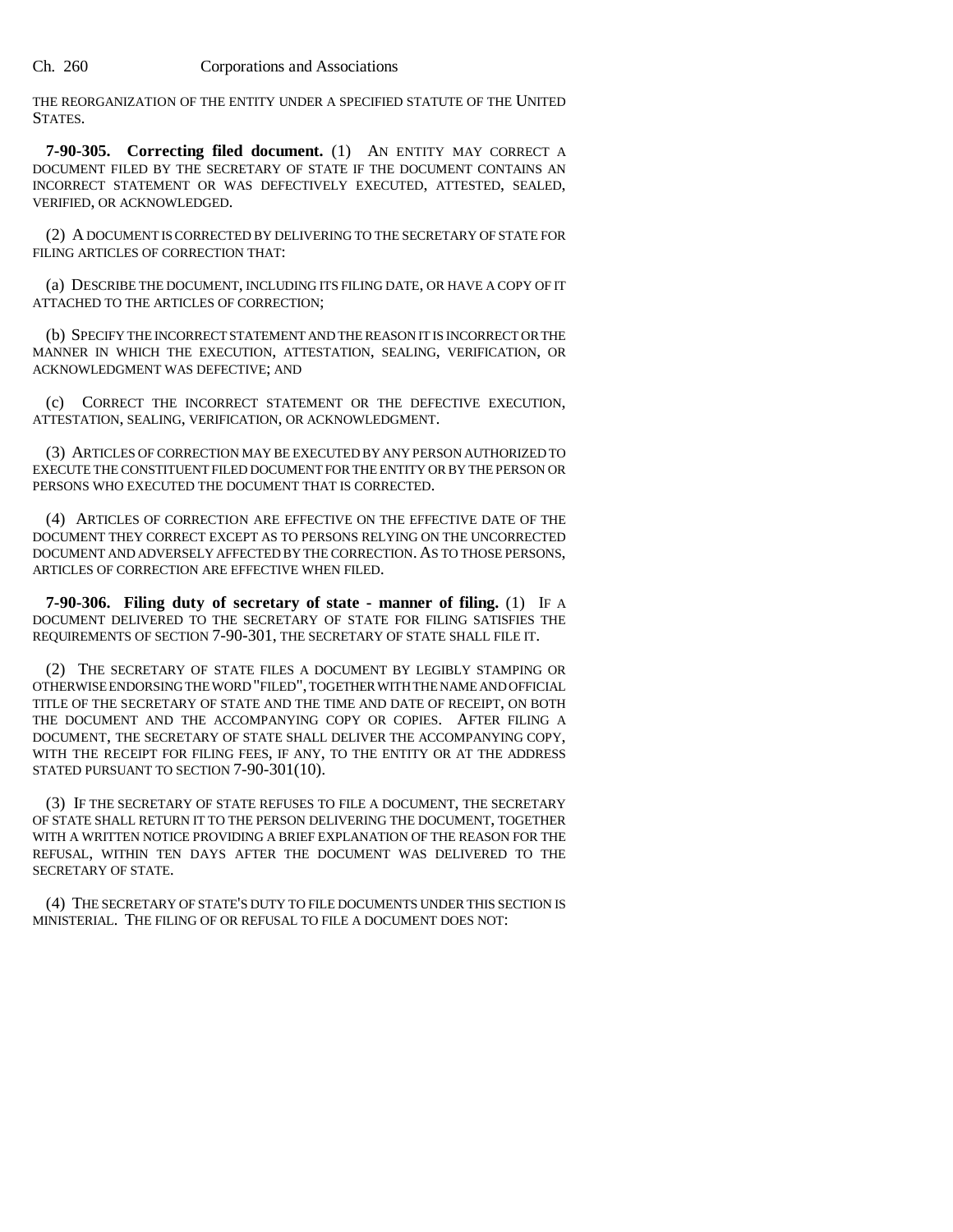THE REORGANIZATION OF THE ENTITY UNDER A SPECIFIED STATUTE OF THE UNITED STATES.

**7-90-305. Correcting filed document.** (1) AN ENTITY MAY CORRECT A DOCUMENT FILED BY THE SECRETARY OF STATE IF THE DOCUMENT CONTAINS AN INCORRECT STATEMENT OR WAS DEFECTIVELY EXECUTED, ATTESTED, SEALED, VERIFIED, OR ACKNOWLEDGED.

(2) A DOCUMENT IS CORRECTED BY DELIVERING TO THE SECRETARY OF STATE FOR FILING ARTICLES OF CORRECTION THAT:

(a) DESCRIBE THE DOCUMENT, INCLUDING ITS FILING DATE, OR HAVE A COPY OF IT ATTACHED TO THE ARTICLES OF CORRECTION;

(b) SPECIFY THE INCORRECT STATEMENT AND THE REASON IT IS INCORRECT OR THE MANNER IN WHICH THE EXECUTION, ATTESTATION, SEALING, VERIFICATION, OR ACKNOWLEDGMENT WAS DEFECTIVE; AND

(c) CORRECT THE INCORRECT STATEMENT OR THE DEFECTIVE EXECUTION, ATTESTATION, SEALING, VERIFICATION, OR ACKNOWLEDGMENT.

(3) ARTICLES OF CORRECTION MAY BE EXECUTED BY ANY PERSON AUTHORIZED TO EXECUTE THE CONSTITUENT FILED DOCUMENT FOR THE ENTITY OR BY THE PERSON OR PERSONS WHO EXECUTED THE DOCUMENT THAT IS CORRECTED.

(4) ARTICLES OF CORRECTION ARE EFFECTIVE ON THE EFFECTIVE DATE OF THE DOCUMENT THEY CORRECT EXCEPT AS TO PERSONS RELYING ON THE UNCORRECTED DOCUMENT AND ADVERSELY AFFECTED BY THE CORRECTION. AS TO THOSE PERSONS, ARTICLES OF CORRECTION ARE EFFECTIVE WHEN FILED.

**7-90-306. Filing duty of secretary of state - manner of filing.** (1) IF A DOCUMENT DELIVERED TO THE SECRETARY OF STATE FOR FILING SATISFIES THE REQUIREMENTS OF SECTION 7-90-301, THE SECRETARY OF STATE SHALL FILE IT.

(2) THE SECRETARY OF STATE FILES A DOCUMENT BY LEGIBLY STAMPING OR OTHERWISE ENDORSING THE WORD "FILED", TOGETHER WITH THE NAME AND OFFICIAL TITLE OF THE SECRETARY OF STATE AND THE TIME AND DATE OF RECEIPT, ON BOTH THE DOCUMENT AND THE ACCOMPANYING COPY OR COPIES. AFTER FILING A DOCUMENT, THE SECRETARY OF STATE SHALL DELIVER THE ACCOMPANYING COPY, WITH THE RECEIPT FOR FILING FEES, IF ANY, TO THE ENTITY OR AT THE ADDRESS STATED PURSUANT TO SECTION 7-90-301(10).

(3) IF THE SECRETARY OF STATE REFUSES TO FILE A DOCUMENT, THE SECRETARY OF STATE SHALL RETURN IT TO THE PERSON DELIVERING THE DOCUMENT, TOGETHER WITH A WRITTEN NOTICE PROVIDING A BRIEF EXPLANATION OF THE REASON FOR THE REFUSAL, WITHIN TEN DAYS AFTER THE DOCUMENT WAS DELIVERED TO THE SECRETARY OF STATE.

(4) THE SECRETARY OF STATE'S DUTY TO FILE DOCUMENTS UNDER THIS SECTION IS MINISTERIAL. THE FILING OF OR REFUSAL TO FILE A DOCUMENT DOES NOT: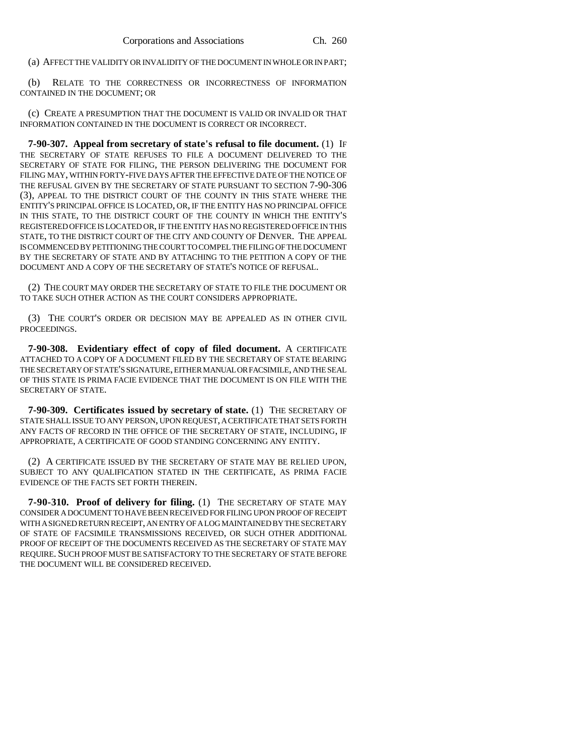(a) AFFECT THE VALIDITY OR INVALIDITY OF THE DOCUMENT IN WHOLE OR IN PART;

(b) RELATE TO THE CORRECTNESS OR INCORRECTNESS OF INFORMATION CONTAINED IN THE DOCUMENT; OR

(c) CREATE A PRESUMPTION THAT THE DOCUMENT IS VALID OR INVALID OR THAT INFORMATION CONTAINED IN THE DOCUMENT IS CORRECT OR INCORRECT.

**7-90-307. Appeal from secretary of state's refusal to file document.** (1) IF THE SECRETARY OF STATE REFUSES TO FILE A DOCUMENT DELIVERED TO THE SECRETARY OF STATE FOR FILING, THE PERSON DELIVERING THE DOCUMENT FOR FILING MAY, WITHIN FORTY-FIVE DAYS AFTER THE EFFECTIVE DATE OF THE NOTICE OF THE REFUSAL GIVEN BY THE SECRETARY OF STATE PURSUANT TO SECTION 7-90-306 (3), APPEAL TO THE DISTRICT COURT OF THE COUNTY IN THIS STATE WHERE THE ENTITY'S PRINCIPAL OFFICE IS LOCATED, OR, IF THE ENTITY HAS NO PRINCIPAL OFFICE IN THIS STATE, TO THE DISTRICT COURT OF THE COUNTY IN WHICH THE ENTITY'S REGISTERED OFFICE IS LOCATED OR, IF THE ENTITY HAS NO REGISTERED OFFICE IN THIS STATE, TO THE DISTRICT COURT OF THE CITY AND COUNTY OF DENVER. THE APPEAL IS COMMENCED BY PETITIONING THE COURT TO COMPEL THE FILING OF THE DOCUMENT BY THE SECRETARY OF STATE AND BY ATTACHING TO THE PETITION A COPY OF THE DOCUMENT AND A COPY OF THE SECRETARY OF STATE'S NOTICE OF REFUSAL.

(2) THE COURT MAY ORDER THE SECRETARY OF STATE TO FILE THE DOCUMENT OR TO TAKE SUCH OTHER ACTION AS THE COURT CONSIDERS APPROPRIATE.

(3) THE COURT'S ORDER OR DECISION MAY BE APPEALED AS IN OTHER CIVIL PROCEEDINGS.

**7-90-308. Evidentiary effect of copy of filed document.** A CERTIFICATE ATTACHED TO A COPY OF A DOCUMENT FILED BY THE SECRETARY OF STATE BEARING THE SECRETARY OF STATE'S SIGNATURE, EITHER MANUAL OR FACSIMILE, AND THE SEAL OF THIS STATE IS PRIMA FACIE EVIDENCE THAT THE DOCUMENT IS ON FILE WITH THE SECRETARY OF STATE.

**7-90-309. Certificates issued by secretary of state.** (1) THE SECRETARY OF STATE SHALL ISSUE TO ANY PERSON, UPON REQUEST, A CERTIFICATE THAT SETS FORTH ANY FACTS OF RECORD IN THE OFFICE OF THE SECRETARY OF STATE, INCLUDING, IF APPROPRIATE, A CERTIFICATE OF GOOD STANDING CONCERNING ANY ENTITY.

(2) A CERTIFICATE ISSUED BY THE SECRETARY OF STATE MAY BE RELIED UPON, SUBJECT TO ANY QUALIFICATION STATED IN THE CERTIFICATE, AS PRIMA FACIE EVIDENCE OF THE FACTS SET FORTH THEREIN.

**7-90-310. Proof of delivery for filing.** (1) THE SECRETARY OF STATE MAY CONSIDER A DOCUMENT TO HAVE BEEN RECEIVED FOR FILING UPON PROOF OF RECEIPT WITH A SIGNED RETURN RECEIPT, AN ENTRY OF A LOG MAINTAINED BY THE SECRETARY OF STATE OF FACSIMILE TRANSMISSIONS RECEIVED, OR SUCH OTHER ADDITIONAL PROOF OF RECEIPT OF THE DOCUMENTS RECEIVED AS THE SECRETARY OF STATE MAY REQUIRE. SUCH PROOF MUST BE SATISFACTORY TO THE SECRETARY OF STATE BEFORE THE DOCUMENT WILL BE CONSIDERED RECEIVED.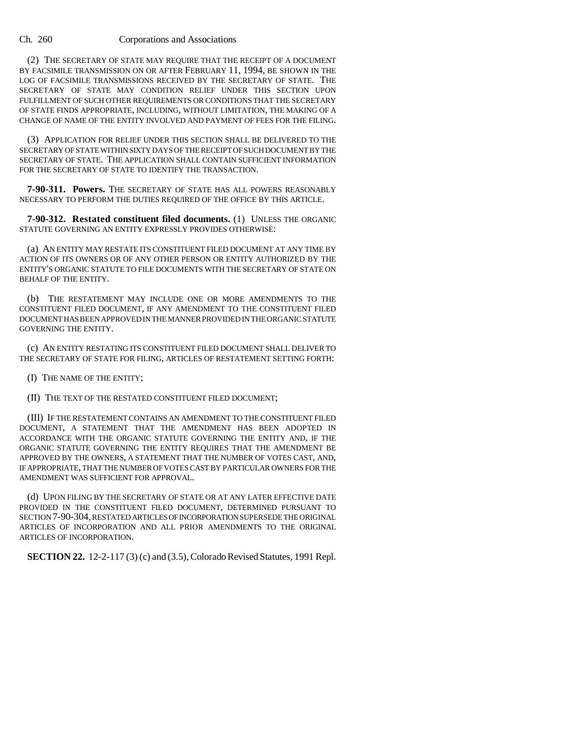(2) THE SECRETARY OF STATE MAY REQUIRE THAT THE RECEIPT OF A DOCUMENT BY FACSIMILE TRANSMISSION ON OR AFTER FEBRUARY 11, 1994, BE SHOWN IN THE LOG OF FACSIMILE TRANSMISSIONS RECEIVED BY THE SECRETARY OF STATE. THE SECRETARY OF STATE MAY CONDITION RELIEF UNDER THIS SECTION UPON FULFILLMENT OF SUCH OTHER REQUIREMENTS OR CONDITIONS THAT THE SECRETARY OF STATE FINDS APPROPRIATE, INCLUDING, WITHOUT LIMITATION, THE MAKING OF A CHANGE OF NAME OF THE ENTITY INVOLVED AND PAYMENT OF FEES FOR THE FILING.

(3) APPLICATION FOR RELIEF UNDER THIS SECTION SHALL BE DELIVERED TO THE SECRETARY OF STATE WITHIN SIXTY DAYS OF THE RECEIPT OF SUCH DOCUMENT BY THE SECRETARY OF STATE. THE APPLICATION SHALL CONTAIN SUFFICIENT INFORMATION FOR THE SECRETARY OF STATE TO IDENTIFY THE TRANSACTION.

**7-90-311. Powers.** THE SECRETARY OF STATE HAS ALL POWERS REASONABLY NECESSARY TO PERFORM THE DUTIES REQUIRED OF THE OFFICE BY THIS ARTICLE.

**7-90-312. Restated constituent filed documents.** (1) UNLESS THE ORGANIC STATUTE GOVERNING AN ENTITY EXPRESSLY PROVIDES OTHERWISE:

(a) AN ENTITY MAY RESTATE ITS CONSTITUENT FILED DOCUMENT AT ANY TIME BY ACTION OF ITS OWNERS OR OF ANY OTHER PERSON OR ENTITY AUTHORIZED BY THE ENTITY'S ORGANIC STATUTE TO FILE DOCUMENTS WITH THE SECRETARY OF STATE ON BEHALF OF THE ENTITY.

(b) THE RESTATEMENT MAY INCLUDE ONE OR MORE AMENDMENTS TO THE CONSTITUENT FILED DOCUMENT, IF ANY AMENDMENT TO THE CONSTITUENT FILED DOCUMENT HAS BEEN APPROVED IN THE MANNER PROVIDED IN THE ORGANIC STATUTE GOVERNING THE ENTITY.

(c) AN ENTITY RESTATING ITS CONSTITUENT FILED DOCUMENT SHALL DELIVER TO THE SECRETARY OF STATE FOR FILING, ARTICLES OF RESTATEMENT SETTING FORTH:

(I) THE NAME OF THE ENTITY;

(II) THE TEXT OF THE RESTATED CONSTITUENT FILED DOCUMENT;

(III) IF THE RESTATEMENT CONTAINS AN AMENDMENT TO THE CONSTITUENT FILED DOCUMENT, A STATEMENT THAT THE AMENDMENT HAS BEEN ADOPTED IN ACCORDANCE WITH THE ORGANIC STATUTE GOVERNING THE ENTITY AND, IF THE ORGANIC STATUTE GOVERNING THE ENTITY REQUIRES THAT THE AMENDMENT BE APPROVED BY THE OWNERS, A STATEMENT THAT THE NUMBER OF VOTES CAST, AND, IF APPROPRIATE, THAT THE NUMBER OF VOTES CAST BY PARTICULAR OWNERS FOR THE AMENDMENT WAS SUFFICIENT FOR APPROVAL.

(d) UPON FILING BY THE SECRETARY OF STATE OR AT ANY LATER EFFECTIVE DATE PROVIDED IN THE CONSTITUENT FILED DOCUMENT, DETERMINED PURSUANT TO SECTION 7-90-304, RESTATED ARTICLES OF INCORPORATION SUPERSEDE THE ORIGINAL ARTICLES OF INCORPORATION AND ALL PRIOR AMENDMENTS TO THE ORIGINAL ARTICLES OF INCORPORATION.

**SECTION 22.** 12-2-117 (3) (c) and (3.5), Colorado Revised Statutes, 1991 Repl.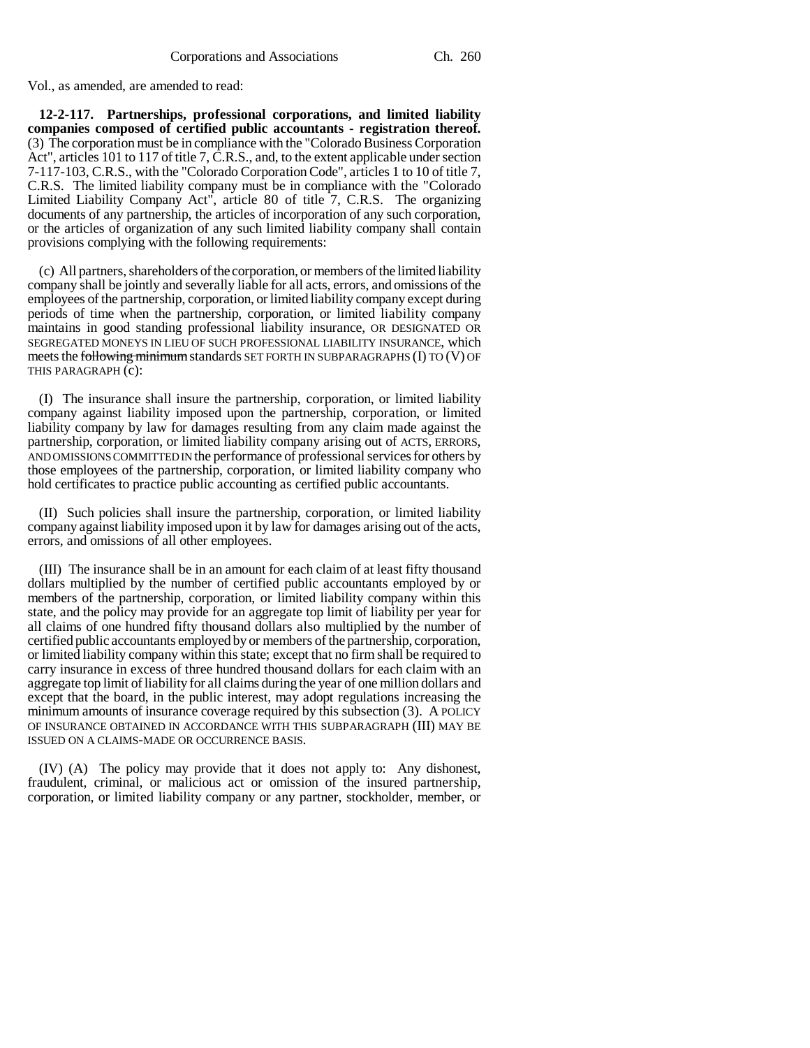Vol., as amended, are amended to read:

**12-2-117. Partnerships, professional corporations, and limited liability companies composed of certified public accountants - registration thereof.** (3) The corporation must be in compliance with the "Colorado Business Corporation Act", articles 101 to 117 of title 7, C.R.S., and, to the extent applicable under section 7-117-103, C.R.S., with the "Colorado Corporation Code", articles 1 to 10 of title 7, C.R.S. The limited liability company must be in compliance with the "Colorado Limited Liability Company Act", article 80 of title 7, C.R.S. The organizing documents of any partnership, the articles of incorporation of any such corporation, or the articles of organization of any such limited liability company shall contain provisions complying with the following requirements:

(c) All partners, shareholders of the corporation, or members of the limited liability company shall be jointly and severally liable for all acts, errors, and omissions of the employees of the partnership, corporation, or limited liability company except during periods of time when the partnership, corporation, or limited liability company maintains in good standing professional liability insurance, OR DESIGNATED OR SEGREGATED MONEYS IN LIEU OF SUCH PROFESSIONAL LIABILITY INSURANCE, which meets the ~~following minimum~~ standards SET FORTH IN SUBPARAGRAPHS (I) TO (V) OF THIS PARAGRAPH (c):

(I) The insurance shall insure the partnership, corporation, or limited liability company against liability imposed upon the partnership, corporation, or limited liability company by law for damages resulting from any claim made against the partnership, corporation, or limited liability company arising out of ACTS, ERRORS, AND OMISSIONS COMMITTED IN the performance of professional services for others by those employees of the partnership, corporation, or limited liability company who hold certificates to practice public accounting as certified public accountants.

(II) Such policies shall insure the partnership, corporation, or limited liability company against liability imposed upon it by law for damages arising out of the acts, errors, and omissions of all other employees.

(III) The insurance shall be in an amount for each claim of at least fifty thousand dollars multiplied by the number of certified public accountants employed by or members of the partnership, corporation, or limited liability company within this state, and the policy may provide for an aggregate top limit of liability per year for all claims of one hundred fifty thousand dollars also multiplied by the number of certified public accountants employed by or members of the partnership, corporation, or limited liability company within this state; except that no firm shall be required to carry insurance in excess of three hundred thousand dollars for each claim with an aggregate top limit of liability for all claims during the year of one million dollars and except that the board, in the public interest, may adopt regulations increasing the minimum amounts of insurance coverage required by this subsection (3). A POLICY OF INSURANCE OBTAINED IN ACCORDANCE WITH THIS SUBPARAGRAPH (III) MAY BE ISSUED ON A CLAIMS-MADE OR OCCURRENCE BASIS.

(IV) (A) The policy may provide that it does not apply to: Any dishonest, fraudulent, criminal, or malicious act or omission of the insured partnership, corporation, or limited liability company or any partner, stockholder, member, or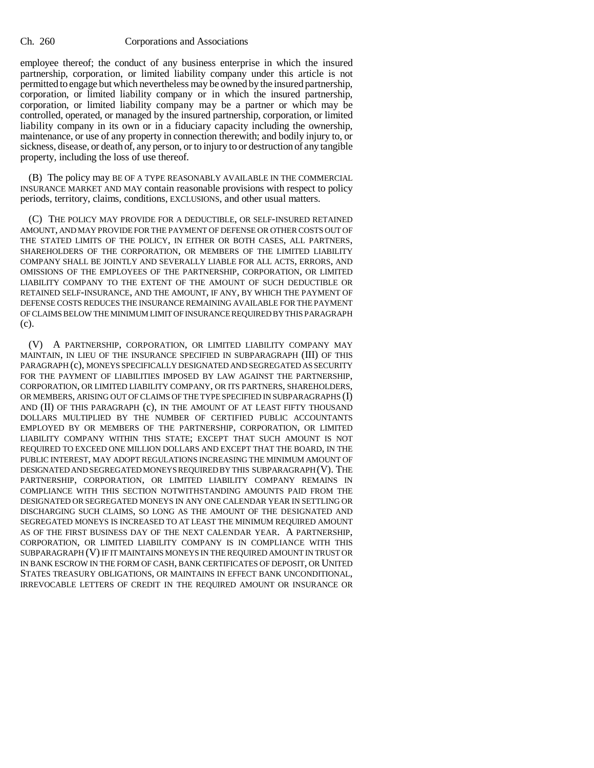employee thereof; the conduct of any business enterprise in which the insured partnership, corporation, or limited liability company under this article is not permitted to engage but which nevertheless may be owned by the insured partnership, corporation, or limited liability company or in which the insured partnership, corporation, or limited liability company may be a partner or which may be controlled, operated, or managed by the insured partnership, corporation, or limited liability company in its own or in a fiduciary capacity including the ownership, maintenance, or use of any property in connection therewith; and bodily injury to, or sickness, disease, or death of, any person, or to injury to or destruction of any tangible property, including the loss of use thereof.

(B) The policy may BE OF A TYPE REASONABLY AVAILABLE IN THE COMMERCIAL INSURANCE MARKET AND MAY contain reasonable provisions with respect to policy periods, territory, claims, conditions, EXCLUSIONS, and other usual matters.

(C) THE POLICY MAY PROVIDE FOR A DEDUCTIBLE, OR SELF-INSURED RETAINED AMOUNT, AND MAY PROVIDE FOR THE PAYMENT OF DEFENSE OR OTHER COSTS OUT OF THE STATED LIMITS OF THE POLICY, IN EITHER OR BOTH CASES, ALL PARTNERS, SHAREHOLDERS OF THE CORPORATION, OR MEMBERS OF THE LIMITED LIABILITY COMPANY SHALL BE JOINTLY AND SEVERALLY LIABLE FOR ALL ACTS, ERRORS, AND OMISSIONS OF THE EMPLOYEES OF THE PARTNERSHIP, CORPORATION, OR LIMITED LIABILITY COMPANY TO THE EXTENT OF THE AMOUNT OF SUCH DEDUCTIBLE OR RETAINED SELF-INSURANCE, AND THE AMOUNT, IF ANY, BY WHICH THE PAYMENT OF DEFENSE COSTS REDUCES THE INSURANCE REMAINING AVAILABLE FOR THE PAYMENT OF CLAIMS BELOW THE MINIMUM LIMIT OF INSURANCE REQUIRED BY THIS PARAGRAPH (c).

(V) A PARTNERSHIP, CORPORATION, OR LIMITED LIABILITY COMPANY MAY MAINTAIN, IN LIEU OF THE INSURANCE SPECIFIED IN SUBPARAGRAPH (III) OF THIS PARAGRAPH (c), MONEYS SPECIFICALLY DESIGNATED AND SEGREGATED AS SECURITY FOR THE PAYMENT OF LIABILITIES IMPOSED BY LAW AGAINST THE PARTNERSHIP, CORPORATION, OR LIMITED LIABILITY COMPANY, OR ITS PARTNERS, SHAREHOLDERS, OR MEMBERS, ARISING OUT OF CLAIMS OF THE TYPE SPECIFIED IN SUBPARAGRAPHS (I) AND (II) OF THIS PARAGRAPH (c), IN THE AMOUNT OF AT LEAST FIFTY THOUSAND DOLLARS MULTIPLIED BY THE NUMBER OF CERTIFIED PUBLIC ACCOUNTANTS EMPLOYED BY OR MEMBERS OF THE PARTNERSHIP, CORPORATION, OR LIMITED LIABILITY COMPANY WITHIN THIS STATE; EXCEPT THAT SUCH AMOUNT IS NOT REQUIRED TO EXCEED ONE MILLION DOLLARS AND EXCEPT THAT THE BOARD, IN THE PUBLIC INTEREST, MAY ADOPT REGULATIONS INCREASING THE MINIMUM AMOUNT OF DESIGNATED AND SEGREGATED MONEYS REQUIRED BY THIS SUBPARAGRAPH (V). THE PARTNERSHIP, CORPORATION, OR LIMITED LIABILITY COMPANY REMAINS IN COMPLIANCE WITH THIS SECTION NOTWITHSTANDING AMOUNTS PAID FROM THE DESIGNATED OR SEGREGATED MONEYS IN ANY ONE CALENDAR YEAR IN SETTLING OR DISCHARGING SUCH CLAIMS, SO LONG AS THE AMOUNT OF THE DESIGNATED AND SEGREGATED MONEYS IS INCREASED TO AT LEAST THE MINIMUM REQUIRED AMOUNT AS OF THE FIRST BUSINESS DAY OF THE NEXT CALENDAR YEAR. A PARTNERSHIP, CORPORATION, OR LIMITED LIABILITY COMPANY IS IN COMPLIANCE WITH THIS SUBPARAGRAPH (V) IF IT MAINTAINS MONEYS IN THE REQUIRED AMOUNT IN TRUST OR IN BANK ESCROW IN THE FORM OF CASH, BANK CERTIFICATES OF DEPOSIT, OR UNITED STATES TREASURY OBLIGATIONS, OR MAINTAINS IN EFFECT BANK UNCONDITIONAL, IRREVOCABLE LETTERS OF CREDIT IN THE REQUIRED AMOUNT OR INSURANCE OR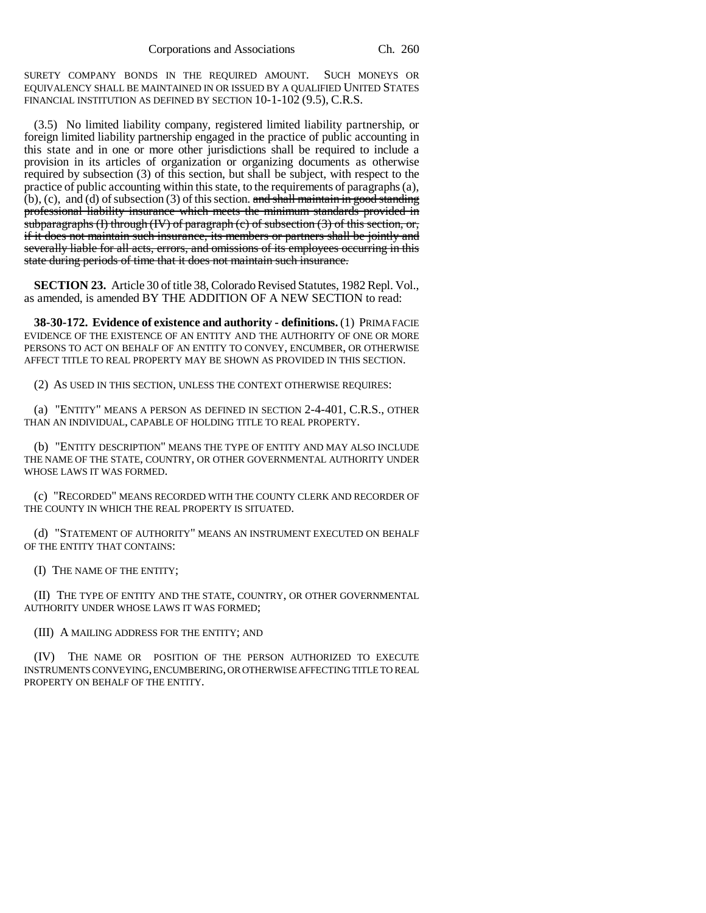SURETY COMPANY BONDS IN THE REQUIRED AMOUNT. SUCH MONEYS OR EQUIVALENCY SHALL BE MAINTAINED IN OR ISSUED BY A QUALIFIED UNITED STATES FINANCIAL INSTITUTION AS DEFINED BY SECTION 10-1-102 (9.5), C.R.S.

(3.5) No limited liability company, registered limited liability partnership, or foreign limited liability partnership engaged in the practice of public accounting in this state and in one or more other jurisdictions shall be required to include a provision in its articles of organization or organizing documents as otherwise required by subsection (3) of this section, but shall be subject, with respect to the practice of public accounting within this state, to the requirements of paragraphs (a), (b), (c), and (d) of subsection (3) of this section. ~~and shall maintain in good standing professional liability insurance which meets the minimum standards provided in subparagraphs (I) through (IV) of paragraph (c) of subsection (3) of this section, or, if it does not maintain such insurance, its members or partners shall be jointly and severally liable for all acts, errors, and omissions of its employees occurring in this state during periods of time that it does not maintain such insurance.~~

**SECTION 23.** Article 30 of title 38, Colorado Revised Statutes, 1982 Repl. Vol., as amended, is amended BY THE ADDITION OF A NEW SECTION to read:

**38-30-172. Evidence of existence and authority - definitions.** (1) PRIMA FACIE EVIDENCE OF THE EXISTENCE OF AN ENTITY AND THE AUTHORITY OF ONE OR MORE PERSONS TO ACT ON BEHALF OF AN ENTITY TO CONVEY, ENCUMBER, OR OTHERWISE AFFECT TITLE TO REAL PROPERTY MAY BE SHOWN AS PROVIDED IN THIS SECTION.

(2) AS USED IN THIS SECTION, UNLESS THE CONTEXT OTHERWISE REQUIRES:

(a) "ENTITY" MEANS A PERSON AS DEFINED IN SECTION 2-4-401, C.R.S., OTHER THAN AN INDIVIDUAL, CAPABLE OF HOLDING TITLE TO REAL PROPERTY.

(b) "ENTITY DESCRIPTION" MEANS THE TYPE OF ENTITY AND MAY ALSO INCLUDE THE NAME OF THE STATE, COUNTRY, OR OTHER GOVERNMENTAL AUTHORITY UNDER WHOSE LAWS IT WAS FORMED.

(c) "RECORDED" MEANS RECORDED WITH THE COUNTY CLERK AND RECORDER OF THE COUNTY IN WHICH THE REAL PROPERTY IS SITUATED.

(d) "STATEMENT OF AUTHORITY" MEANS AN INSTRUMENT EXECUTED ON BEHALF OF THE ENTITY THAT CONTAINS:

(I) THE NAME OF THE ENTITY;

(II) THE TYPE OF ENTITY AND THE STATE, COUNTRY, OR OTHER GOVERNMENTAL AUTHORITY UNDER WHOSE LAWS IT WAS FORMED;

(III) A MAILING ADDRESS FOR THE ENTITY; AND

(IV) THE NAME OR POSITION OF THE PERSON AUTHORIZED TO EXECUTE INSTRUMENTS CONVEYING, ENCUMBERING, OR OTHERWISE AFFECTING TITLE TO REAL PROPERTY ON BEHALF OF THE ENTITY.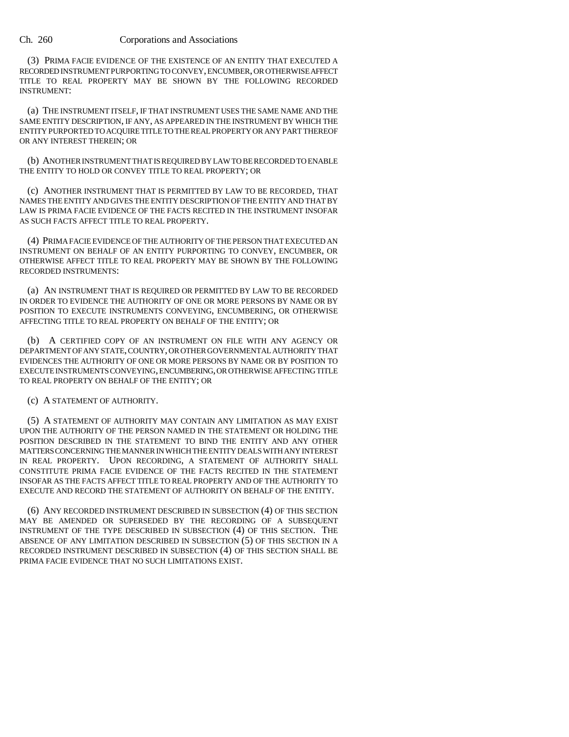(3) PRIMA FACIE EVIDENCE OF THE EXISTENCE OF AN ENTITY THAT EXECUTED A RECORDED INSTRUMENT PURPORTING TO CONVEY, ENCUMBER, OR OTHERWISE AFFECT TITLE TO REAL PROPERTY MAY BE SHOWN BY THE FOLLOWING RECORDED INSTRUMENT:

(a) THE INSTRUMENT ITSELF, IF THAT INSTRUMENT USES THE SAME NAME AND THE SAME ENTITY DESCRIPTION, IF ANY, AS APPEARED IN THE INSTRUMENT BY WHICH THE ENTITY PURPORTED TO ACQUIRE TITLE TO THE REAL PROPERTY OR ANY PART THEREOF OR ANY INTEREST THEREIN; OR

(b) ANOTHER INSTRUMENT THAT IS REQUIRED BY LAW TO BE RECORDED TO ENABLE THE ENTITY TO HOLD OR CONVEY TITLE TO REAL PROPERTY; OR

(c) ANOTHER INSTRUMENT THAT IS PERMITTED BY LAW TO BE RECORDED, THAT NAMES THE ENTITY AND GIVES THE ENTITY DESCRIPTION OF THE ENTITY AND THAT BY LAW IS PRIMA FACIE EVIDENCE OF THE FACTS RECITED IN THE INSTRUMENT INSOFAR AS SUCH FACTS AFFECT TITLE TO REAL PROPERTY.

(4) PRIMA FACIE EVIDENCE OF THE AUTHORITY OF THE PERSON THAT EXECUTED AN INSTRUMENT ON BEHALF OF AN ENTITY PURPORTING TO CONVEY, ENCUMBER, OR OTHERWISE AFFECT TITLE TO REAL PROPERTY MAY BE SHOWN BY THE FOLLOWING RECORDED INSTRUMENTS:

(a) AN INSTRUMENT THAT IS REQUIRED OR PERMITTED BY LAW TO BE RECORDED IN ORDER TO EVIDENCE THE AUTHORITY OF ONE OR MORE PERSONS BY NAME OR BY POSITION TO EXECUTE INSTRUMENTS CONVEYING, ENCUMBERING, OR OTHERWISE AFFECTING TITLE TO REAL PROPERTY ON BEHALF OF THE ENTITY; OR

(b) A CERTIFIED COPY OF AN INSTRUMENT ON FILE WITH ANY AGENCY OR DEPARTMENT OF ANY STATE, COUNTRY, OR OTHER GOVERNMENTAL AUTHORITY THAT EVIDENCES THE AUTHORITY OF ONE OR MORE PERSONS BY NAME OR BY POSITION TO EXECUTE INSTRUMENTS CONVEYING, ENCUMBERING, OR OTHERWISE AFFECTING TITLE TO REAL PROPERTY ON BEHALF OF THE ENTITY; OR

(c) A STATEMENT OF AUTHORITY.

(5) A STATEMENT OF AUTHORITY MAY CONTAIN ANY LIMITATION AS MAY EXIST UPON THE AUTHORITY OF THE PERSON NAMED IN THE STATEMENT OR HOLDING THE POSITION DESCRIBED IN THE STATEMENT TO BIND THE ENTITY AND ANY OTHER MATTERS CONCERNING THE MANNER IN WHICH THE ENTITY DEALS WITH ANY INTEREST IN REAL PROPERTY. UPON RECORDING, A STATEMENT OF AUTHORITY SHALL CONSTITUTE PRIMA FACIE EVIDENCE OF THE FACTS RECITED IN THE STATEMENT INSOFAR AS THE FACTS AFFECT TITLE TO REAL PROPERTY AND OF THE AUTHORITY TO EXECUTE AND RECORD THE STATEMENT OF AUTHORITY ON BEHALF OF THE ENTITY.

(6) ANY RECORDED INSTRUMENT DESCRIBED IN SUBSECTION (4) OF THIS SECTION MAY BE AMENDED OR SUPERSEDED BY THE RECORDING OF A SUBSEQUENT INSTRUMENT OF THE TYPE DESCRIBED IN SUBSECTION (4) OF THIS SECTION. THE ABSENCE OF ANY LIMITATION DESCRIBED IN SUBSECTION (5) OF THIS SECTION IN A RECORDED INSTRUMENT DESCRIBED IN SUBSECTION (4) OF THIS SECTION SHALL BE PRIMA FACIE EVIDENCE THAT NO SUCH LIMITATIONS EXIST.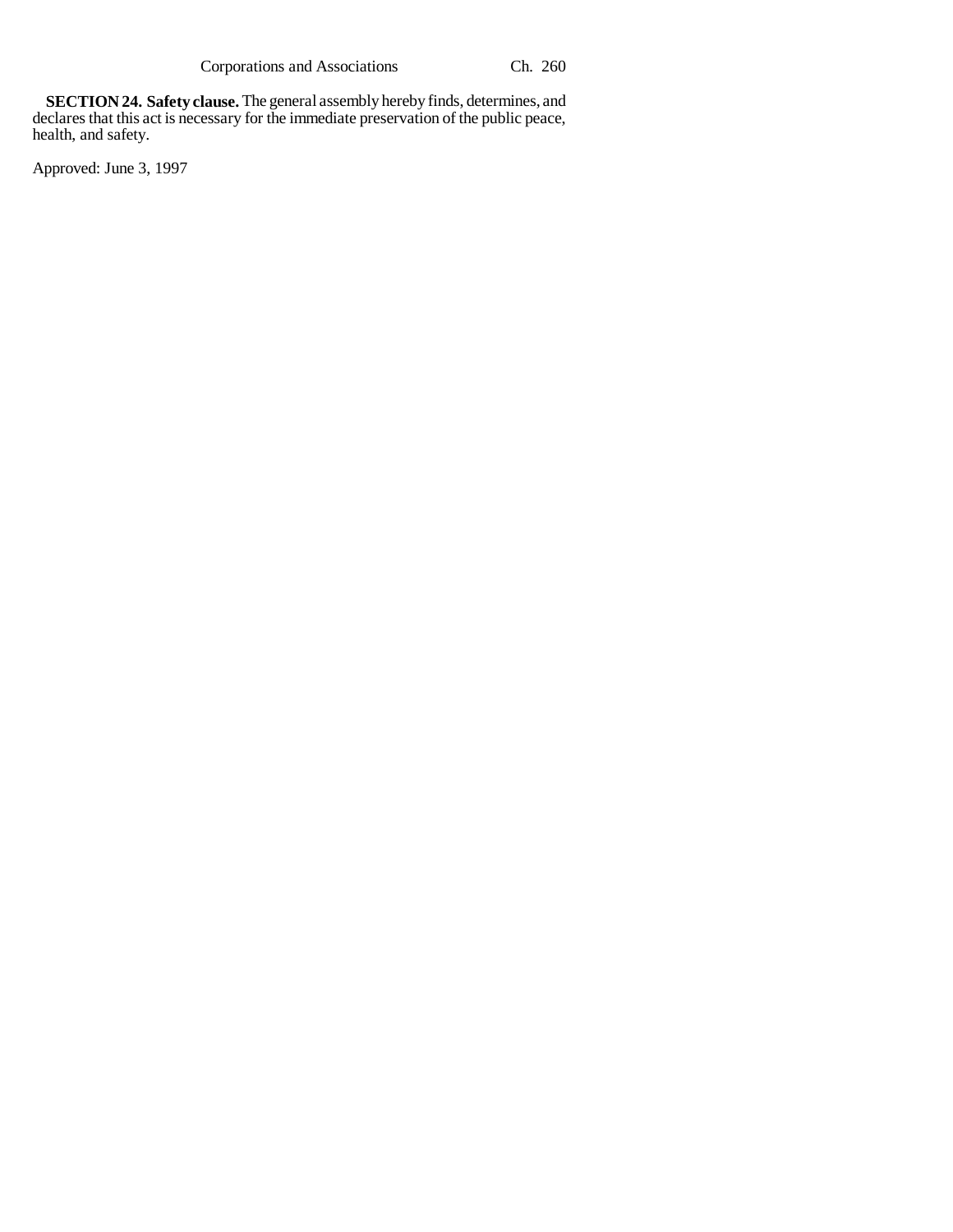**SECTION 24. Safety clause.** The general assembly hereby finds, determines, and declares that this act is necessary for the immediate preservation of the public peace, health, and safety.

Approved: June 3, 1997